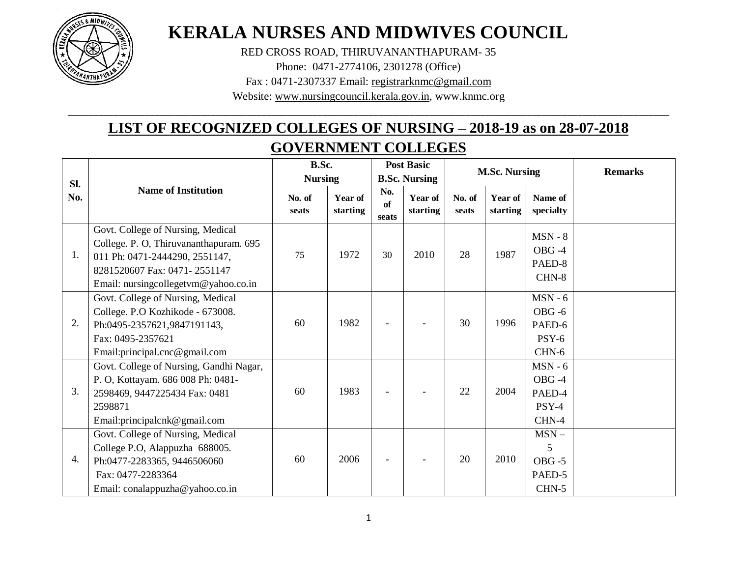# KERALA NURSES AND MIDWIVES COUNCIL

RED CROSS ROAD, THIRUVANANTHAPURAM- 35

Phone: 0471-2774106, 2301278 (Office)

Fax : 0471-2307337 Email: registrarknmc@gmail.com

Website: www.nursingcouncil.kerala.gov.in, www.knmc.org

## LIST OF RECOGNIZED COLLEGES OF NURSING – 2018-19 as on 28-07-2018

## GOVERNMENT COLLEGES

| Sl. No. | Name of Institution | B.Sc. Nursing | | Post Basic B.Sc. Nursing | | M.Sc. Nursing | | | Remarks |
|---|---|---|---|---|---|---|---|---|---|
| | | No. of seats | Year of starting | No. of seats | Year of starting | No. of seats | Year of starting | Name of specialty | |
| 1. | Govt. College of Nursing, Medical College. P. O, Thiruvananthapuram. 695 011 Ph: 0471-2444290, 2551147, 8281520607 Fax: 0471- 2551147 Email: nursingcollegetvm@yahoo.co.in | 75 | 1972 | 30 | 2010 | 28 | 1987 | MSN - 8 OBG -4 PAED-8 CHN-8 | |
| 2. | Govt. College of Nursing, Medical College. P.O Kozhikode - 673008. Ph:0495-2357621,9847191143, Fax: 0495-2357621 Email:principal.cnc@gmail.com | 60 | 1982 | - | - | 30 | 1996 | MSN - 6 OBG -6 PAED-6 PSY-6 CHN-6 | |
| 3. | Govt. College of Nursing, Gandhi Nagar, P. O, Kottayam. 686 008 Ph: 0481-2598469, 9447225434 Fax: 0481 2598871 Email:principalcnk@gmail.com | 60 | 1983 | - | - | 22 | 2004 | MSN - 6 OBG -4 PAED-4 PSY-4 CHN-4 | |
| 4. | Govt. College of Nursing, Medical College P.O, Alappuzha 688005. Ph:0477-2283365, 9446506060 Fax: 0477-2283364 Email: conalappuzha@yahoo.co.in | 60 | 2006 | - | - | 20 | 2010 | MSN – 5 OBG -5 PAED-5 CHN-5 | |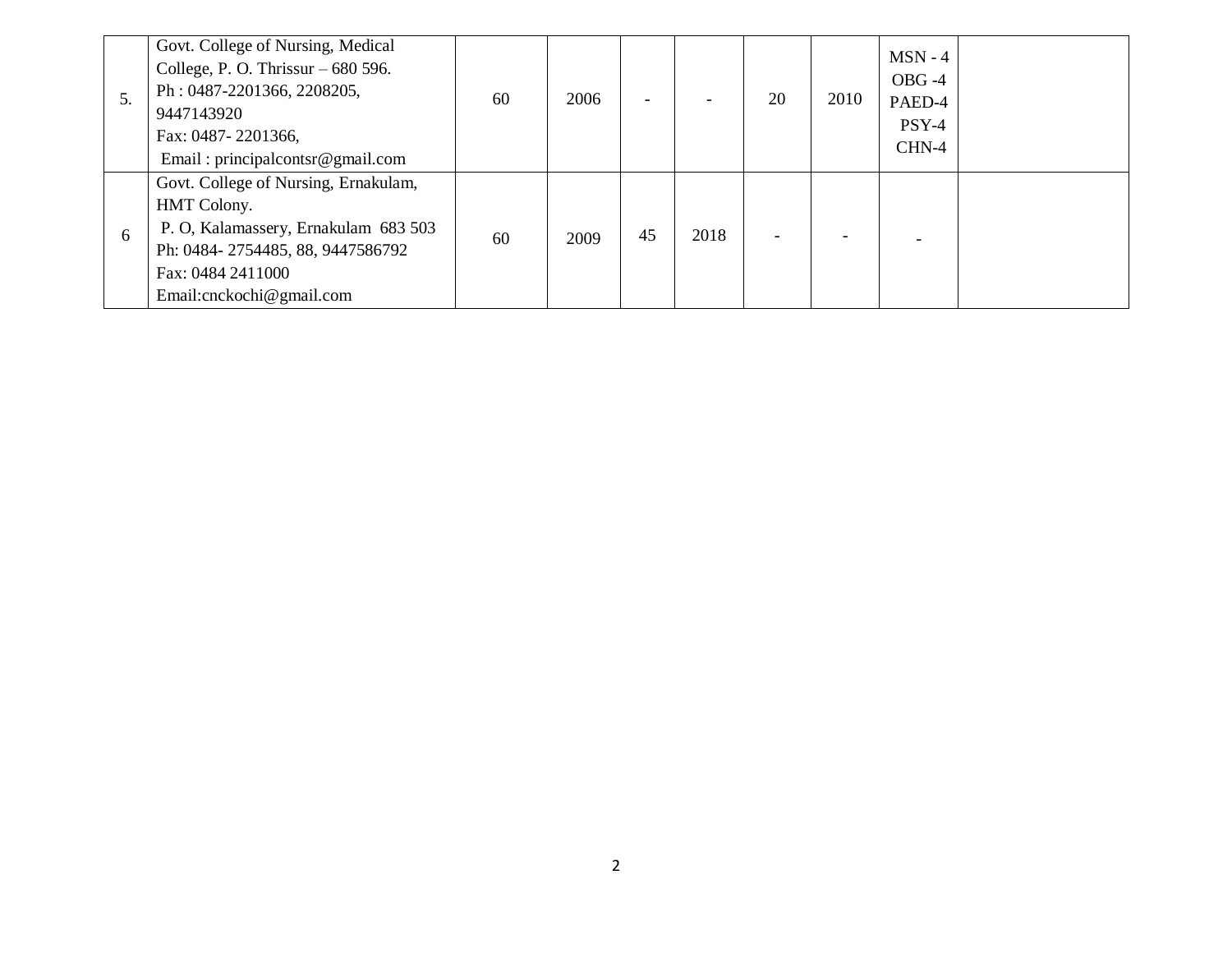| | | | | | | | | | |
|---|---|---|---|---|---|---|---|---|---|
| 5. | Govt. College of Nursing, Medical College, P. O. Thrissur – 680 596.<br>Ph : 0487-2201366, 2208205, 9447143920<br>Fax: 0487- 2201366,<br>Email : principalcontsr@gmail.com | 60 | 2006 | - | - | 20 | 2010 | MSN - 4<br>OBG -4<br>PAED-4<br>PSY-4<br>CHN-4 | |
| 6 | Govt. College of Nursing, Ernakulam, HMT Colony.<br>P. O, Kalamassery, Ernakulam 683 503<br>Ph: 0484- 2754485, 88, 9447586792<br>Fax: 0484 2411000<br>Email:cnckochi@gmail.com | 60 | 2009 | 45 | 2018 | - | - | - | |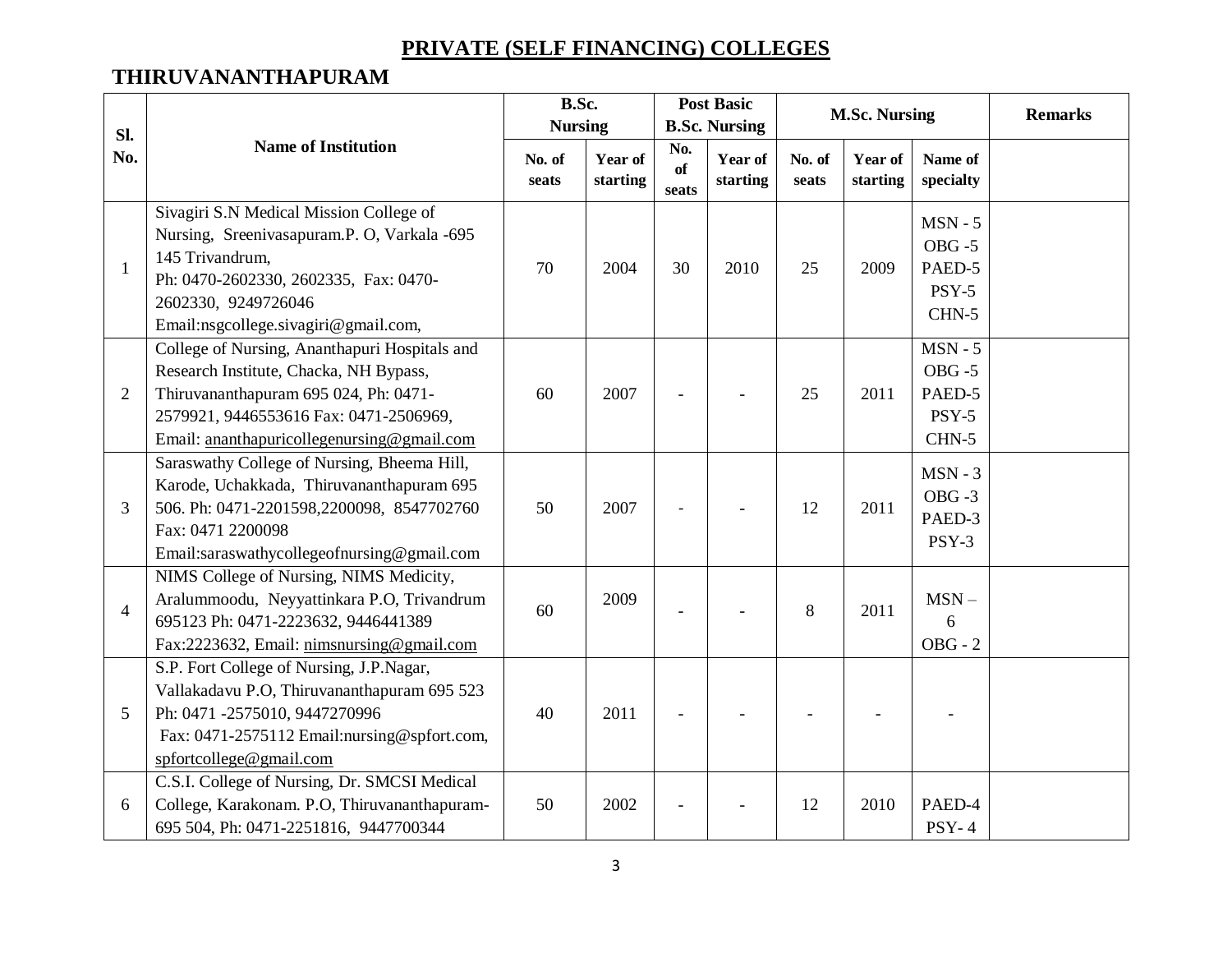# PRIVATE (SELF FINANCING) COLLEGES

## THIRUVANANTHAPURAM

| Sl. No. | Name of Institution | B.Sc. Nursing | | Post Basic B.Sc. Nursing | | M.Sc. Nursing | | | Remarks |
|---|---|---|---|---|---|---|---|---|---|
| | | No. of seats | Year of starting | No. of seats | Year of starting | No. of seats | Year of starting | Name of specialty | |
| 1 | Sivagiri S.N Medical Mission College of Nursing, Sreenivasapuram.P. O, Varkala -695 145 Trivandrum, Ph: 0470-2602330, 2602335, Fax: 0470-2602330, 9249726046 Email:nsgcollege.sivagiri@gmail.com, | 70 | 2004 | 30 | 2010 | 25 | 2009 | MSN - 5 OBG -5 PAED-5 PSY-5 CHN-5 | |
| 2 | College of Nursing, Ananthapuri Hospitals and Research Institute, Chacka, NH Bypass, Thiruvananthapuram 695 024, Ph: 0471-2579921, 9446553616 Fax: 0471-2506969, Email: ananthapuricollegenursing@gmail.com | 60 | 2007 | - | - | 25 | 2011 | MSN - 5 OBG -5 PAED-5 PSY-5 CHN-5 | |
| 3 | Saraswathy College of Nursing, Bheema Hill, Karode, Uchakkada, Thiruvananthapuram 695 506. Ph: 0471-2201598,2200098, 8547702760 Fax: 0471 2200098 Email:saraswathycollegeofnursing@gmail.com | 50 | 2007 | - | - | 12 | 2011 | MSN - 3 OBG -3 PAED-3 PSY-3 | |
| 4 | NIMS College of Nursing, NIMS Medicity, Aralummoodu, Neyyattinkara P.O, Trivandrum 695123 Ph: 0471-2223632, 9446441389 Fax:2223632, Email: nimsnursing@gmail.com | 60 | 2009 | - | - | 8 | 2011 | MSN – 6 OBG - 2 | |
| 5 | S.P. Fort College of Nursing, J.P.Nagar, Vallakadavu P.O, Thiruvananthapuram 695 523 Ph: 0471 -2575010, 9447270996 Fax: 0471-2575112 Email:nursing@spfort.com, spfortcollege@gmail.com | 40 | 2011 | - | - | - | - | - | |
| 6 | C.S.I. College of Nursing, Dr. SMCSI Medical College, Karakonam. P.O, Thiruvananthapuram-695 504, Ph: 0471-2251816, 9447700344 | 50 | 2002 | - | - | 12 | 2010 | PAED-4 PSY- 4 | |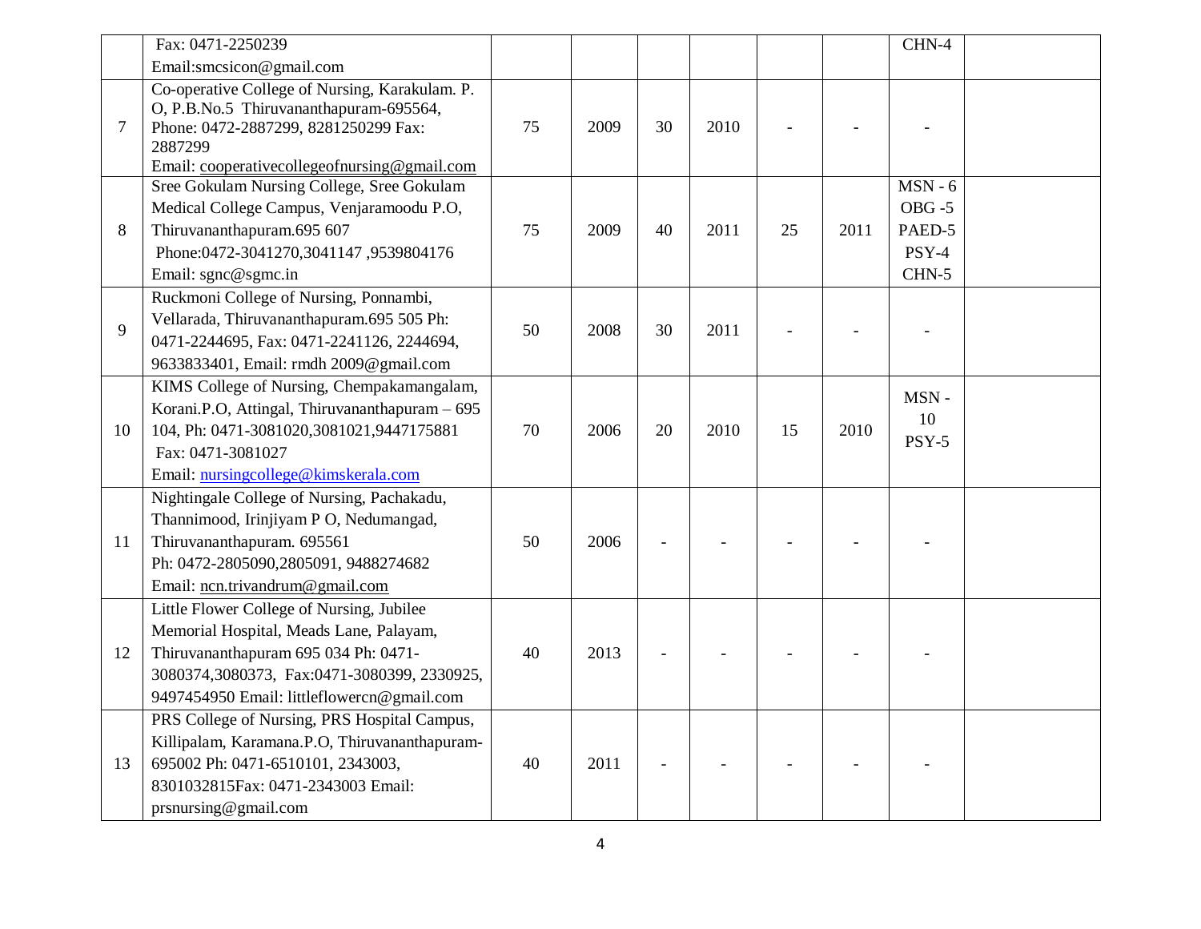|   |   |   |   |   |   |   |   |   |   |
|---|---|---|---|---|---|---|---|---|---|
|   | Fax: 0471-2250239<br>Email:smcsicon@gmail.com |   |   |   |   |   |   | CHN-4 |   |
| 7 | Co-operative College of Nursing, Karakulam. P. O, P.B.No.5 Thiruvananthapuram-695564, Phone: 0472-2887299, 8281250299 Fax: 2887299<br>Email: cooperativecollegeofnursing@gmail.com | 75 | 2009 | 30 | 2010 | - | - | - |   |
| 8 | Sree Gokulam Nursing College, Sree Gokulam Medical College Campus, Venjaramoodu P.O, Thiruvananthapuram.695 607<br>Phone:0472-3041270,3041147 ,9539804176<br>Email: sgnc@sgmc.in | 75 | 2009 | 40 | 2011 | 25 | 2011 | MSN - 6<br>OBG -5<br>PAED-5<br>PSY-4<br>CHN-5 |   |
| 9 | Ruckmoni College of Nursing, Ponnambi, Vellarada, Thiruvananthapuram.695 505 Ph: 0471-2244695, Fax: 0471-2241126, 2244694, 9633833401, Email: rmdh 2009@gmail.com | 50 | 2008 | 30 | 2011 | - | - | - |   |
| 10 | KIMS College of Nursing, Chempakamangalam, Korani.P.O, Attingal, Thiruvananthapuram – 695 104, Ph: 0471-3081020,3081021,9447175881<br>Fax: 0471-3081027<br>Email: nursingcollege@kimskerala.com | 70 | 2006 | 20 | 2010 | 15 | 2010 | MSN - 10<br>PSY-5 |   |
| 11 | Nightingale College of Nursing, Pachakadu, Thannimood, Irinjiyam P O, Nedumangad, Thiruvananthapuram. 695561<br>Ph: 0472-2805090,2805091, 9488274682<br>Email: ncn.trivandrum@gmail.com | 50 | 2006 | - | - | - | - | - |   |
| 12 | Little Flower College of Nursing, Jubilee Memorial Hospital, Meads Lane, Palayam, Thiruvananthapuram 695 034 Ph: 0471-3080374,3080373, Fax:0471-3080399, 2330925, 9497454950 Email: littleflowercn@gmail.com | 40 | 2013 | - | - | - | - | - |   |
| 13 | PRS College of Nursing, PRS Hospital Campus, Killipalam, Karamana.P.O, Thiruvananthapuram-695002 Ph: 0471-6510101, 2343003, 8301032815Fax: 0471-2343003 Email: prsnursing@gmail.com | 40 | 2011 | - | - | - | - | - |   |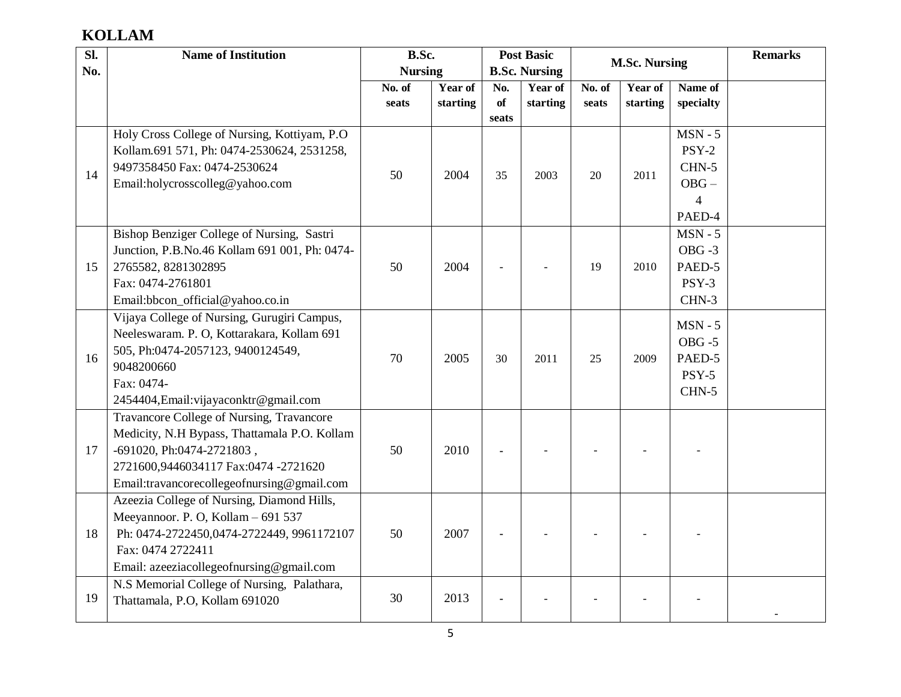## KOLLAM

| Sl. No. | Name of Institution | B.Sc. Nursing | | Post Basic B.Sc. Nursing | | M.Sc. Nursing | | | Remarks |
|---|---|---|---|---|---|---|---|---|---|
| | | No. of seats | Year of starting | No. of seats | Year of starting | No. of seats | Year of starting | Name of specialty | |
| 14 | Holy Cross College of Nursing, Kottiyam, P.O Kollam.691 571, Ph: 0474-2530624, 2531258, 9497358450 Fax: 0474-2530624 Email:holycrosscolleg@yahoo.com | 50 | 2004 | 35 | 2003 | 20 | 2011 | MSN - 5 PSY-2 CHN-5 OBG – 4 PAED-4 | |
| 15 | Bishop Benziger College of Nursing, Sastri Junction, P.B.No.46 Kollam 691 001, Ph: 0474-2765582, 8281302895 Fax: 0474-2761801 Email:bbcon_official@yahoo.co.in | 50 | 2004 | - | - | 19 | 2010 | MSN - 5 OBG -3 PAED-5 PSY-3 CHN-3 | |
| 16 | Vijaya College of Nursing, Gurugiri Campus, Neeleswaram. P. O, Kottarakara, Kollam 691 505, Ph:0474-2057123, 9400124549, 9048200660 Fax: 0474-2454404,Email:vijayaconktr@gmail.com | 70 | 2005 | 30 | 2011 | 25 | 2009 | MSN - 5 OBG -5 PAED-5 PSY-5 CHN-5 | |
| 17 | Travancore College of Nursing, Travancore Medicity, N.H Bypass, Thattamala P.O. Kollam -691020, Ph:0474-2721803 , 2721600,9446034117 Fax:0474 -2721620 Email:travancorecollegeofnursing@gmail.com | 50 | 2010 | - | - | - | - | - | |
| 18 | Azeezia College of Nursing, Diamond Hills, Meeyannoor. P. O, Kollam – 691 537 Ph: 0474-2722450,0474-2722449, 9961172107 Fax: 0474 2722411 Email: azeeziacollegeofnursing@gmail.com | 50 | 2007 | - | - | - | - | - | |
| 19 | N.S Memorial College of Nursing, Palathara, Thattamala, P.O, Kollam 691020 | 30 | 2013 | - | - | - | - | - | - |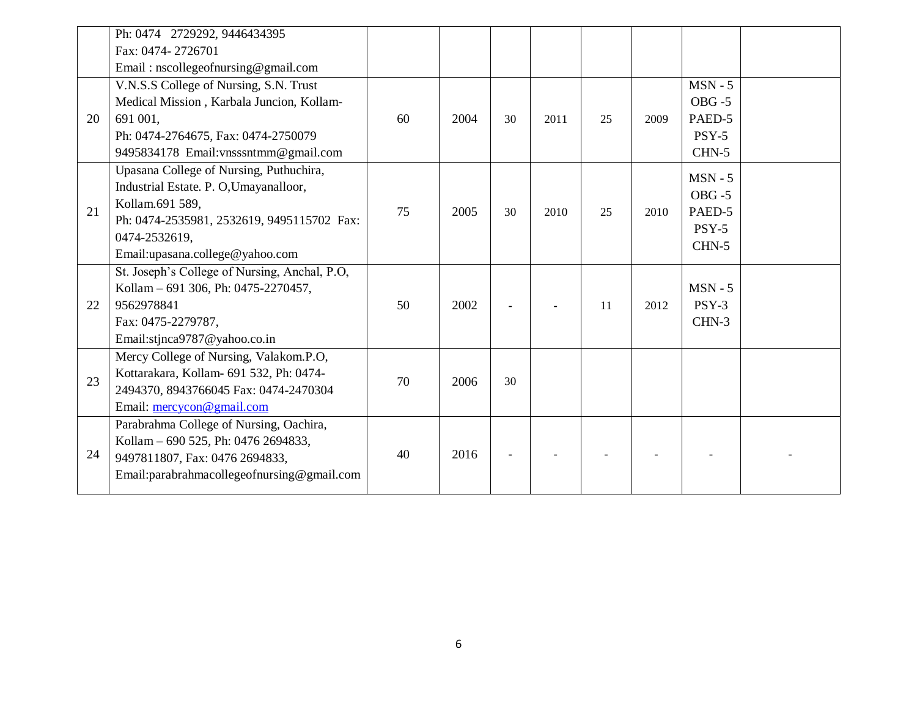| | | | | | | | | | |
|---|---|---|---|---|---|---|---|---|---|
| | Ph: 0474 2729292, 9446434395<br>Fax: 0474- 2726701<br>Email : nscollegeofnursing@gmail.com | | | | | | | | |
| 20 | V.N.S.S College of Nursing, S.N. Trust Medical Mission , Karbala Juncion, Kollam-691 001,<br>Ph: 0474-2764675, Fax: 0474-2750079<br>9495834178 Email:vnsssntmm@gmail.com | 60 | 2004 | 30 | 2011 | 25 | 2009 | MSN - 5<br>OBG -5<br>PAED-5<br>PSY-5<br>CHN-5 | |
| 21 | Upasana College of Nursing, Puthuchira, Industrial Estate. P. O,Umayanalloor, Kollam.691 589,<br>Ph: 0474-2535981, 2532619, 9495115702 Fax: 0474-2532619,<br>Email:upasana.college@yahoo.com | 75 | 2005 | 30 | 2010 | 25 | 2010 | MSN - 5<br>OBG -5<br>PAED-5<br>PSY-5<br>CHN-5 | |
| 22 | St. Joseph's College of Nursing, Anchal, P.O, Kollam – 691 306, Ph: 0475-2270457, 9562978841<br>Fax: 0475-2279787,<br>Email:stjnca9787@yahoo.co.in | 50 | 2002 | - | - | 11 | 2012 | MSN - 5<br>PSY-3<br>CHN-3 | |
| 23 | Mercy College of Nursing, Valakom.P.O, Kottarakara, Kollam- 691 532, Ph: 0474-2494370, 8943766045 Fax: 0474-2470304<br>Email: mercycon@gmail.com | 70 | 2006 | 30 | | | | | |
| 24 | Parabrahma College of Nursing, Oachira, Kollam – 690 525, Ph: 0476 2694833, 9497811807, Fax: 0476 2694833,<br>Email:parabrahmacollegeofnursing@gmail.com | 40 | 2016 | - | - | - | - | - | - |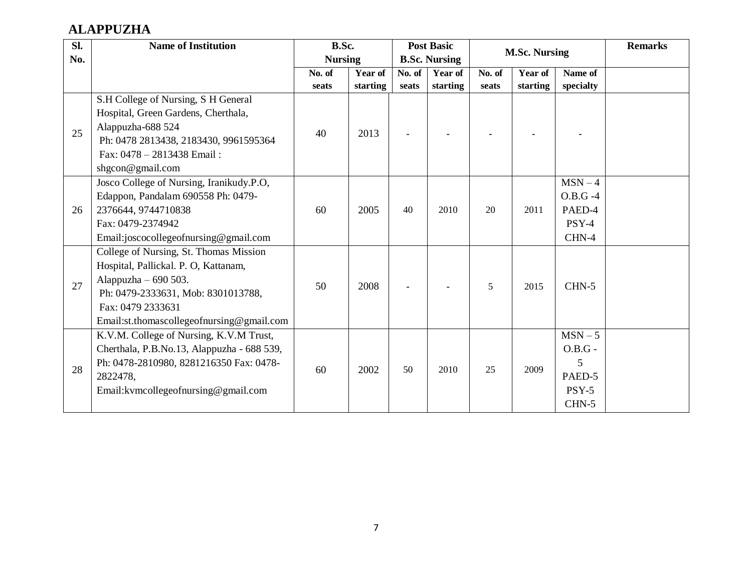## ALAPPUZHA

| Sl. No. | Name of Institution | B.Sc. Nursing | | Post Basic B.Sc. Nursing | | M.Sc. Nursing | | | Remarks |
|---|---|---|---|---|---|---|---|---|---|
| | | No. of seats | Year of starting | No. of seats | Year of starting | No. of seats | Year of starting | Name of specialty | |
| 25 | S.H College of Nursing, S H General Hospital, Green Gardens, Cherthala, Alappuzha-688 524 Ph: 0478 2813438, 2183430, 9961595364 Fax: 0478 – 2813438 Email : shgcon@gmail.com | 40 | 2013 | - | - | - | - | - | |
| 26 | Josco College of Nursing, Iranikudy.P.O, Edappon, Pandalam 690558 Ph: 0479-2376644, 9744710838 Fax: 0479-2374942 Email:joscocollegeofnursing@gmail.com | 60 | 2005 | 40 | 2010 | 20 | 2011 | MSN – 4 O.B.G -4 PAED-4 PSY-4 CHN-4 | |
| 27 | College of Nursing, St. Thomas Mission Hospital, Pallickal. P. O, Kattanam, Alappuzha – 690 503. Ph: 0479-2333631, Mob: 8301013788, Fax: 0479 2333631 Email:st.thomascollegeofnursing@gmail.com | 50 | 2008 | - | - | 5 | 2015 | CHN-5 | |
| 28 | K.V.M. College of Nursing, K.V.M Trust, Cherthala, P.B.No.13, Alappuzha - 688 539, Ph: 0478-2810980, 8281216350 Fax: 0478-2822478, Email:kvmcollegeofnursing@gmail.com | 60 | 2002 | 50 | 2010 | 25 | 2009 | MSN – 5 O.B.G - 5 PAED-5 PSY-5 CHN-5 | |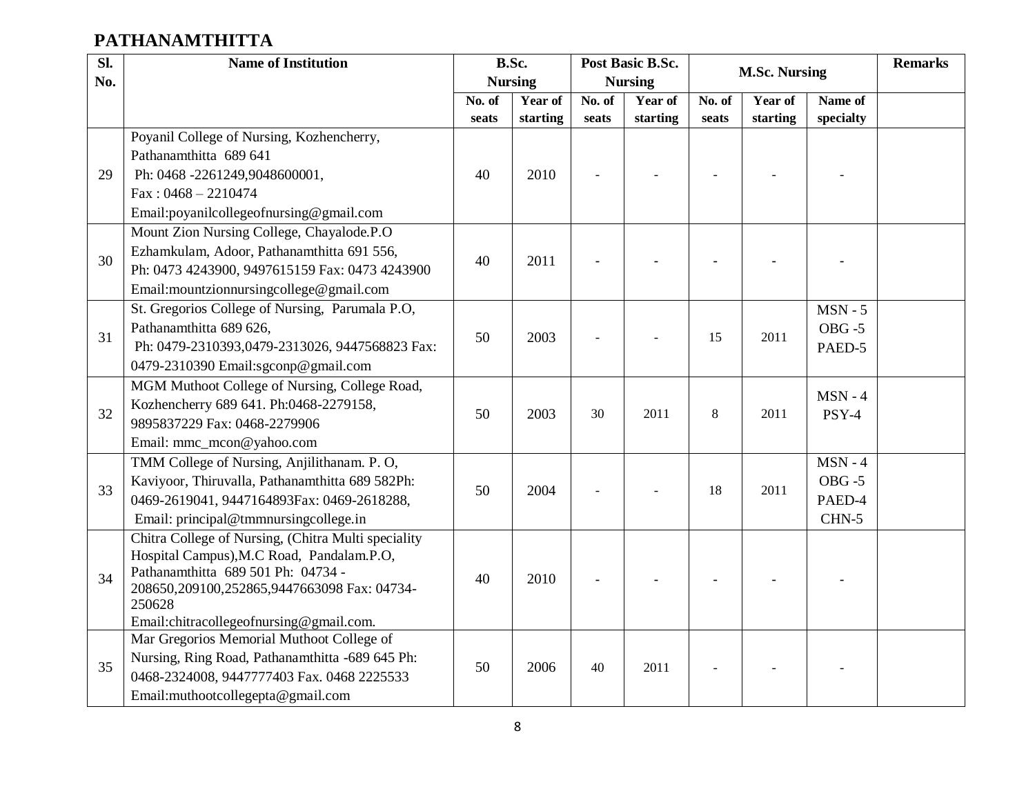## PATHANAMTHITTA

| Sl. No. | Name of Institution | B.Sc. Nursing | | Post Basic B.Sc. Nursing | | M.Sc. Nursing | | | Remarks |
|---|---|---|---|---|---|---|---|---|---|
| | | No. of seats | Year of starting | No. of seats | Year of starting | No. of seats | Year of starting | Name of specialty | |
| 29 | Poyanil College of Nursing, Kozhencherry, Pathanamthitta 689 641 Ph: 0468 -2261249,9048600001, Fax : 0468 – 2210474 Email:poyanilcollegeofnursing@gmail.com | 40 | 2010 | - | - | - | - | - | |
| 30 | Mount Zion Nursing College, Chayalode.P.O Ezhamkulam, Adoor, Pathanamthitta 691 556, Ph: 0473 4243900, 9497615159 Fax: 0473 4243900 Email:mountzionnursingcollege@gmail.com | 40 | 2011 | - | - | - | - | - | |
| 31 | St. Gregorios College of Nursing, Parumala P.O, Pathanamthitta 689 626, Ph: 0479-2310393,0479-2313026, 9447568823 Fax: 0479-2310390 Email:sgconp@gmail.com | 50 | 2003 | - | - | 15 | 2011 | MSN - 5 OBG -5 PAED-5 | |
| 32 | MGM Muthoot College of Nursing, College Road, Kozhencherry 689 641. Ph:0468-2279158, 9895837229 Fax: 0468-2279906 Email: mmc_mcon@yahoo.com | 50 | 2003 | 30 | 2011 | 8 | 2011 | MSN - 4 PSY-4 | |
| 33 | TMM College of Nursing, Anjilithanam. P. O, Kaviyoor, Thiruvalla, Pathanamthitta 689 582Ph: 0469-2619041, 9447164893Fax: 0469-2618288, Email: principal@tmmnursingcollege.in | 50 | 2004 | - | - | 18 | 2011 | MSN - 4 OBG -5 PAED-4 CHN-5 | |
| 34 | Chitra College of Nursing, (Chitra Multi speciality Hospital Campus),M.C Road, Pandalam.P.O, Pathanamthitta 689 501 Ph: 04734 -208650,209100,252865,9447663098 Fax: 04734-250628 Email:chitracollegeofnursing@gmail.com. | 40 | 2010 | - | - | - | - | - | |
| 35 | Mar Gregorios Memorial Muthoot College of Nursing, Ring Road, Pathanamthitta -689 645 Ph: 0468-2324008, 9447777403 Fax. 0468 2225533 Email:muthootcollegepta@gmail.com | 50 | 2006 | 40 | 2011 | - | - | - | |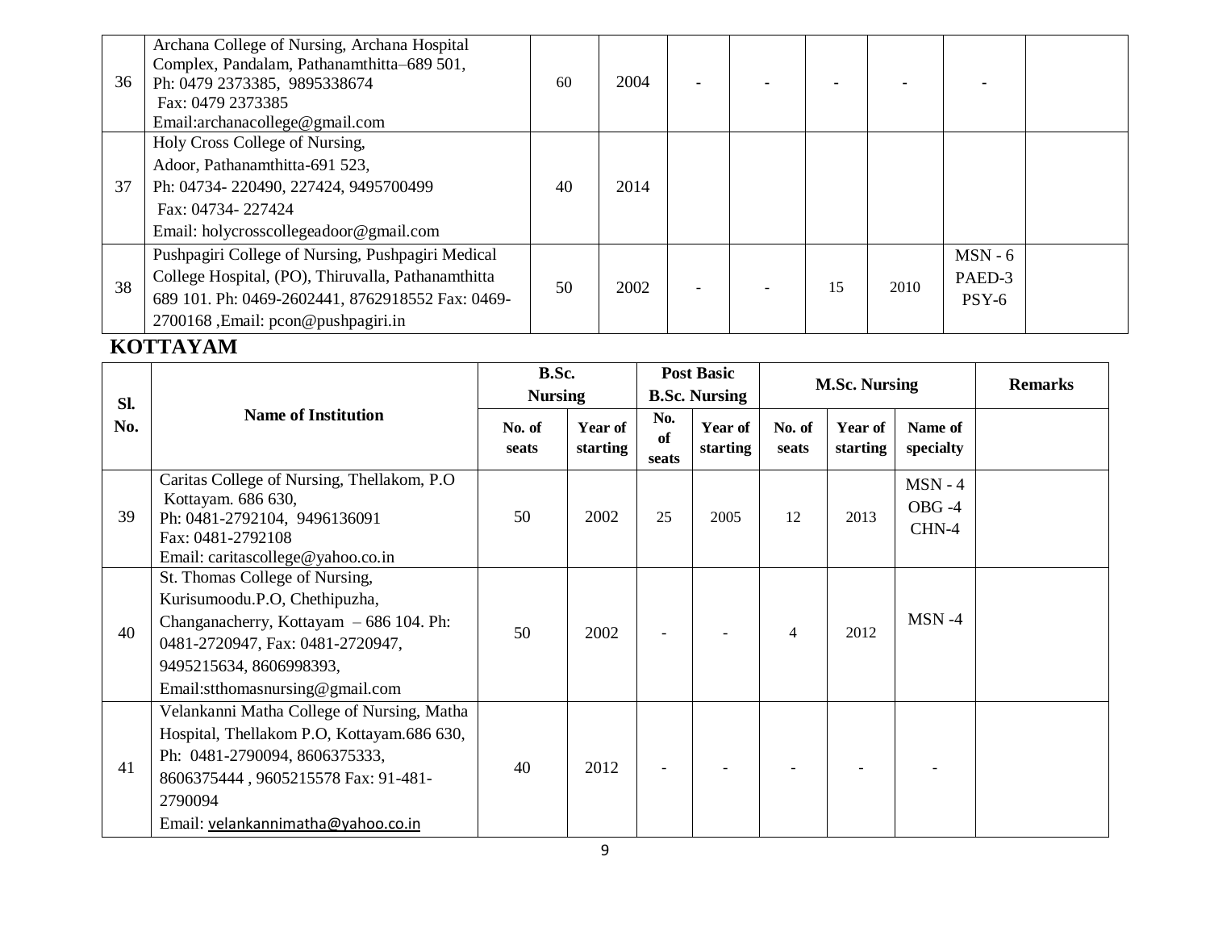| 36 | Archana College of Nursing, Archana Hospital Complex, Pandalam, Pathanamthitta–689 501, Ph: 0479 2373385, 9895338674 Fax: 0479 2373385 Email:archanacollege@gmail.com | 60 | 2004 | - | - | - | - | - | |
|---|---|---|---|---|---|---|---|---|---|
| 37 | Holy Cross College of Nursing, Adoor, Pathanamthitta-691 523, Ph: 04734- 220490, 227424, 9495700499 Fax: 04734- 227424 Email: holycrosscollegeadoor@gmail.com | 40 | 2014 | | | | | | |
| 38 | Pushpagiri College of Nursing, Pushpagiri Medical College Hospital, (PO), Thiruvalla, Pathanamthitta 689 101. Ph: 0469-2602441, 8762918552 Fax: 0469-2700168 ,Email: pcon@pushpagiri.in | 50 | 2002 | - | - | 15 | 2010 | MSN - 6 PAED-3 PSY-6 | |

## KOTTAYAM

| Sl. No. | Name of Institution | B.Sc. Nursing | | Post Basic B.Sc. Nursing | | M.Sc. Nursing | | | Remarks |
|---|---|---|---|---|---|---|---|---|---|
| | | No. of seats | Year of starting | No. of seats | Year of starting | No. of seats | Year of starting | Name of specialty | |
| 39 | Caritas College of Nursing, Thellakom, P.O Kottayam. 686 630, Ph: 0481-2792104, 9496136091 Fax: 0481-2792108 Email: caritascollege@yahoo.co.in | 50 | 2002 | 25 | 2005 | 12 | 2013 | MSN - 4 OBG -4 CHN-4 | |
| 40 | St. Thomas College of Nursing, Kurisumoodu.P.O, Chethipuzha, Changanacherry, Kottayam – 686 104. Ph: 0481-2720947, Fax: 0481-2720947, 9495215634, 8606998393, Email:stthomasnursing@gmail.com | 50 | 2002 | - | - | 4 | 2012 | MSN -4 | |
| 41 | Velankanni Matha College of Nursing, Matha Hospital, Thellakom P.O, Kottayam.686 630, Ph: 0481-2790094, 8606375333, 8606375444 , 9605215578 Fax: 91-481-2790094 Email: velankannimatha@yahoo.co.in | 40 | 2012 | - | - | - | - | - | |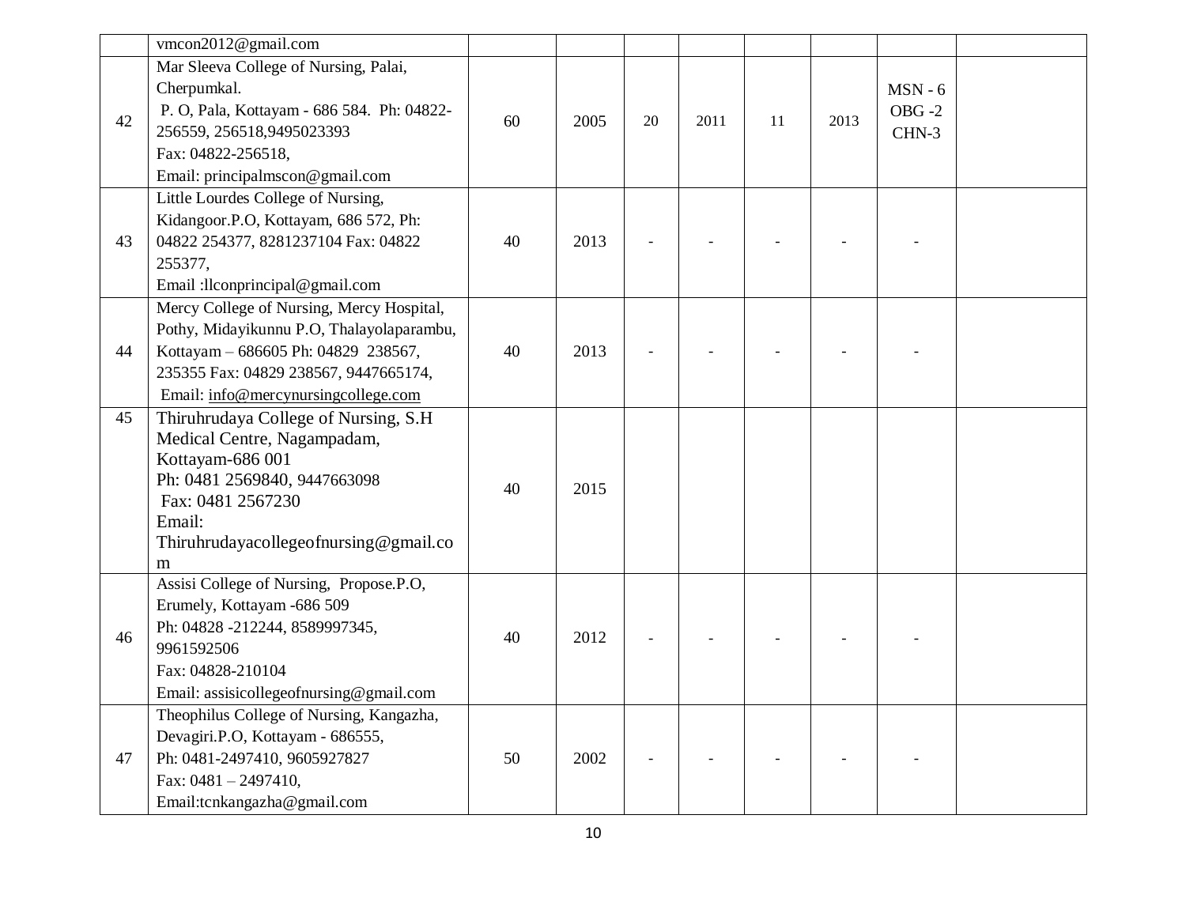| | | | | | | | | | |
|---|---|---|---|---|---|---|---|---|---|
| | vmcon2012@gmail.com | | | | | | | | |
| 42 | Mar Sleeva College of Nursing, Palai, Cherpumkal. P. O, Pala, Kottayam - 686 584. Ph: 04822-256559, 256518,9495023393 Fax: 04822-256518, Email: principalmscon@gmail.com | 60 | 2005 | 20 | 2011 | 11 | 2013 | MSN - 6 OBG -2 CHN-3 | |
| 43 | Little Lourdes College of Nursing, Kidangoor.P.O, Kottayam, 686 572, Ph: 04822 254377, 8281237104 Fax: 04822 255377, Email :llconprincipal@gmail.com | 40 | 2013 | - | - | - | - | - | |
| 44 | Mercy College of Nursing, Mercy Hospital, Pothy, Midayikunnu P.O, Thalayolaparambu, Kottayam – 686605 Ph: 04829 238567, 235355 Fax: 04829 238567, 9447665174, Email: info@mercynursingcollege.com | 40 | 2013 | - | - | - | - | - | |
| 45 | Thiruhrudaya College of Nursing, S.H Medical Centre, Nagampadam, Kottayam-686 001 Ph: 0481 2569840, 9447663098 Fax: 0481 2567230 Email: Thiruhrudayacollegeofnursing@gmail.com | 40 | 2015 | | | | | | |
| 46 | Assisi College of Nursing, Propose.P.O, Erumely, Kottayam -686 509 Ph: 04828 -212244, 8589997345, 9961592506 Fax: 04828-210104 Email: assisicollegeofnursing@gmail.com | 40 | 2012 | - | - | - | - | - | |
| 47 | Theophilus College of Nursing, Kangazha, Devagiri.P.O, Kottayam - 686555, Ph: 0481-2497410, 9605927827 Fax: 0481 – 2497410, Email:tcnkangazha@gmail.com | 50 | 2002 | - | - | - | - | - | |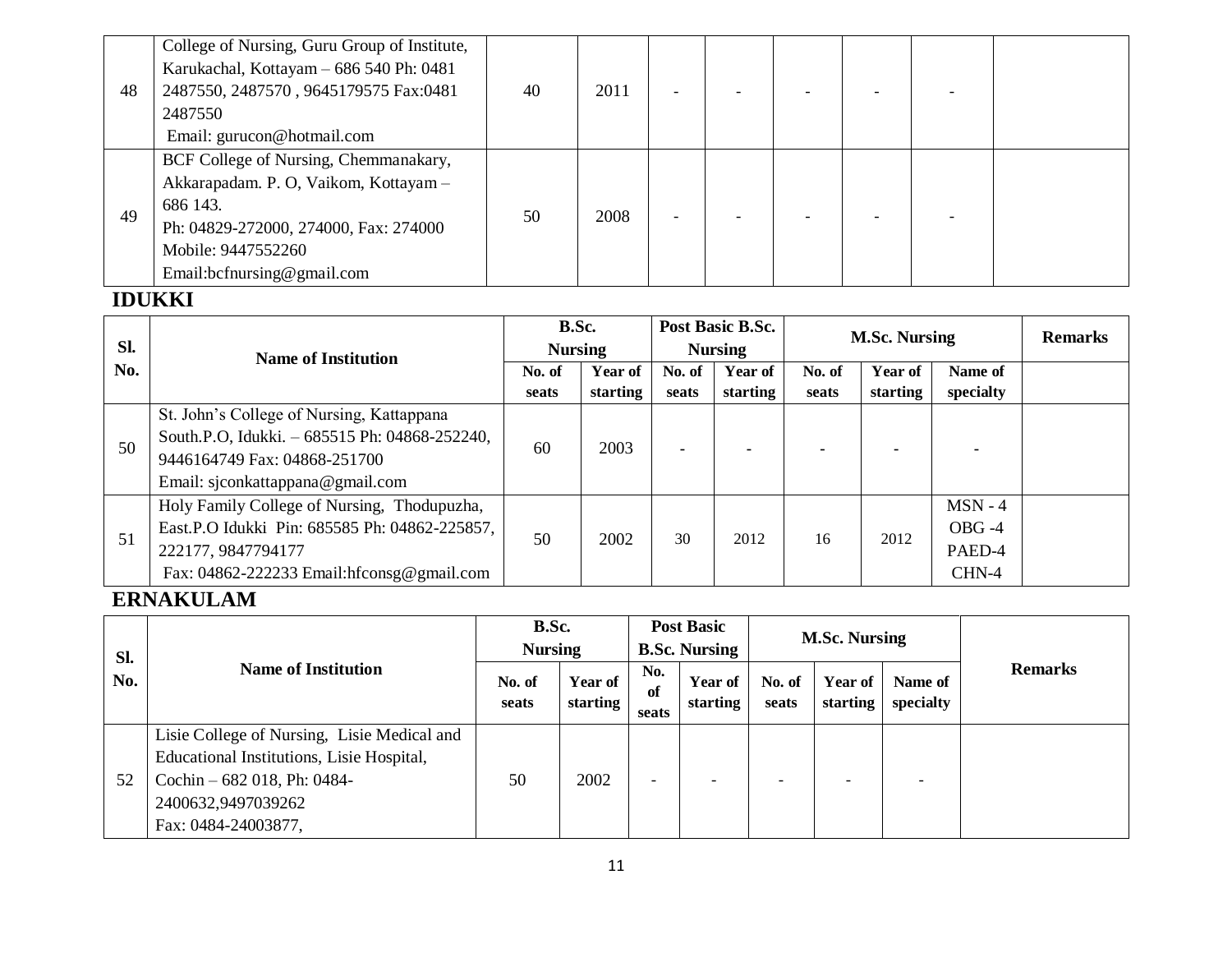| Sl. No. | Name of Institution | B.Sc. Nursing | | Post Basic B.Sc. Nursing | | M.Sc. Nursing | | | Remarks |
|---|---|---|---|---|---|---|---|---|---|
| | | No. of seats | Year of starting | No. of seats | Year of starting | No. of seats | Year of starting | Name of specialty | |
| 48 | College of Nursing, Guru Group of Institute, Karukachal, Kottayam – 686 540 Ph: 0481 2487550, 2487570 , 9645179575 Fax:0481 2487550 Email: gurucon@hotmail.com | 40 | 2011 | - | - | - | - | - | |
| 49 | BCF College of Nursing, Chemmanakary, Akkarapadam. P. O, Vaikom, Kottayam – 686 143. Ph: 04829-272000, 274000, Fax: 274000 Mobile: 9447552260 Email:bcfnursing@gmail.com | 50 | 2008 | - | - | - | - | - | |

## IDUKKI

| Sl. No. | Name of Institution | B.Sc. Nursing | | Post Basic B.Sc. Nursing | | M.Sc. Nursing | | | Remarks |
|---|---|---|---|---|---|---|---|---|---|
| | | No. of seats | Year of starting | No. of seats | Year of starting | No. of seats | Year of starting | Name of specialty | |
| 50 | St. John's College of Nursing, Kattappana South.P.O, Idukki. – 685515 Ph: 04868-252240, 9446164749 Fax: 04868-251700 Email: sjconkattappana@gmail.com | 60 | 2003 | - | - | - | - | - | |
| 51 | Holy Family College of Nursing, Thodupuzha, East.P.O Idukki Pin: 685585 Ph: 04862-225857, 222177, 9847794177 Fax: 04862-222233 Email:hfconsg@gmail.com | 50 | 2002 | 30 | 2012 | 16 | 2012 | MSN - 4<br>OBG -4<br>PAED-4<br>CHN-4 | |

## ERNAKULAM

| Sl. No. | Name of Institution | B.Sc. Nursing | | Post Basic B.Sc. Nursing | | M.Sc. Nursing | | | Remarks |
|---|---|---|---|---|---|---|---|---|---|
| | | No. of seats | Year of starting | No. of seats | Year of starting | No. of seats | Year of starting | Name of specialty | |
| 52 | Lisie College of Nursing, Lisie Medical and Educational Institutions, Lisie Hospital, Cochin – 682 018, Ph: 0484-2400632,9497039262 Fax: 0484-24003877, | 50 | 2002 | - | - | - | - | - | |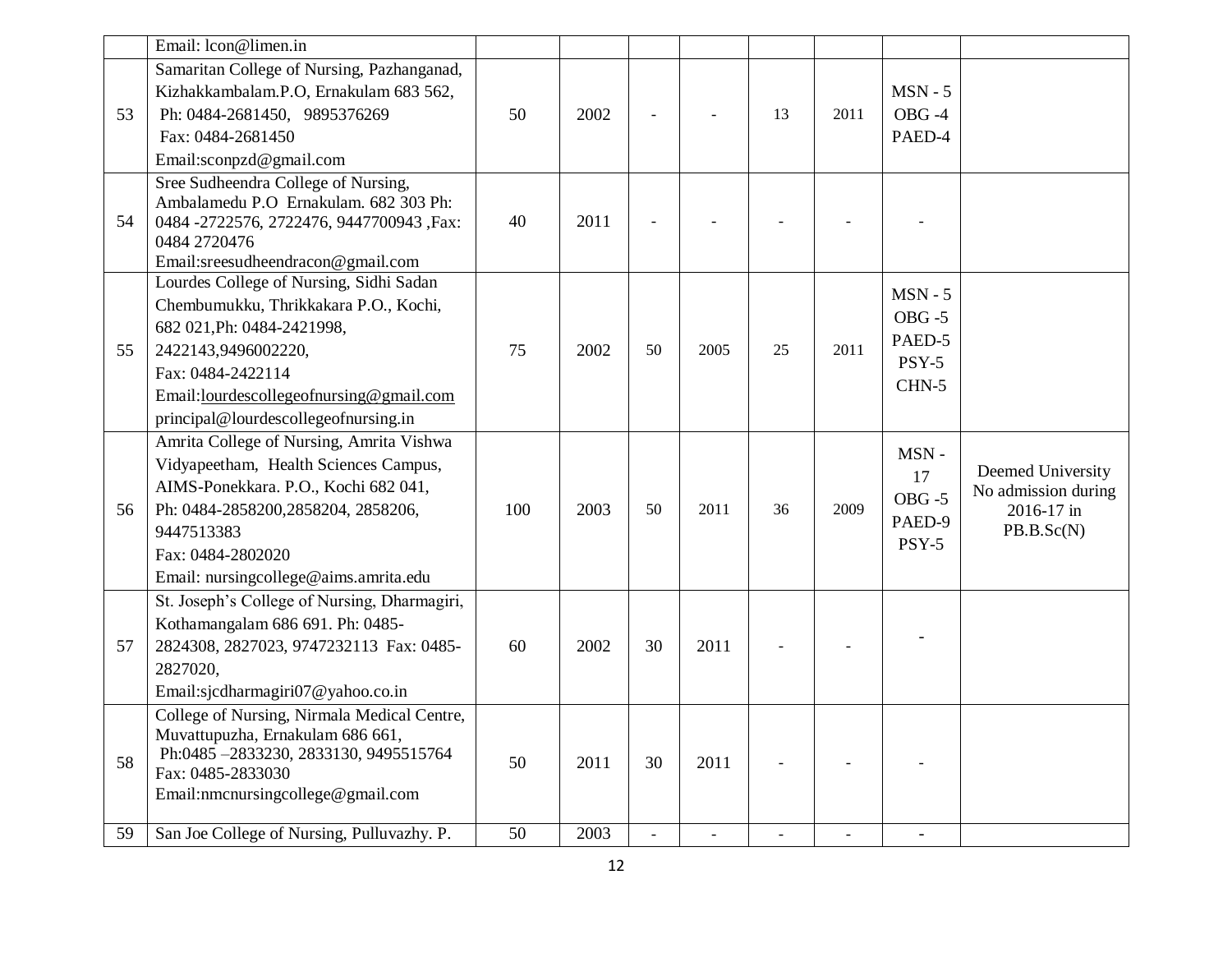| | | | | | | | | | |
|---|---|---|---|---|---|---|---|---|---|
| | Email: lcon@limen.in | | | | | | | | |
| 53 | Samaritan College of Nursing, Pazhanganad, Kizhakkambalam.P.O, Ernakulam 683 562, Ph: 0484-2681450, 9895376269 Fax: 0484-2681450 Email:sconpzd@gmail.com | 50 | 2002 | - | - | 13 | 2011 | MSN - 5 OBG -4 PAED-4 | |
| 54 | Sree Sudheendra College of Nursing, Ambalamedu P.O Ernakulam. 682 303 Ph: 0484 -2722576, 2722476, 9447700943 ,Fax: 0484 2720476 Email:sreesudheendracon@gmail.com | 40 | 2011 | - | - | - | - | - | |
| 55 | Lourdes College of Nursing, Sidhi Sadan Chembumukku, Thrikkakara P.O., Kochi, 682 021,Ph: 0484-2421998, 2422143,9496002220, Fax: 0484-2422114 Email:lourdescollegeofnursing@gmail.com principal@lourdescollegeofnursing.in | 75 | 2002 | 50 | 2005 | 25 | 2011 | MSN - 5 OBG -5 PAED-5 PSY-5 CHN-5 | |
| 56 | Amrita College of Nursing, Amrita Vishwa Vidyapeetham, Health Sciences Campus, AIMS-Ponekkara. P.O., Kochi 682 041, Ph: 0484-2858200,2858204, 2858206, 9447513383 Fax: 0484-2802020 Email: nursingcollege@aims.amrita.edu | 100 | 2003 | 50 | 2011 | 36 | 2009 | MSN - 17 OBG -5 PAED-9 PSY-5 | Deemed University No admission during 2016-17 in PB.B.Sc(N) |
| 57 | St. Joseph's College of Nursing, Dharmagiri, Kothamangalam 686 691. Ph: 0485-2824308, 2827023, 9747232113 Fax: 0485-2827020, Email:sjcdharmagiri07@yahoo.co.in | 60 | 2002 | 30 | 2011 | - | - | - | |
| 58 | College of Nursing, Nirmala Medical Centre, Muvattupuzha, Ernakulam 686 661, Ph:0485 –2833230, 2833130, 9495515764 Fax: 0485-2833030 Email:nmcnursingcollege@gmail.com | 50 | 2011 | 30 | 2011 | - | - | - | |
| 59 | San Joe College of Nursing, Pulluvazhy. P. | 50 | 2003 | - | - | - | - | - | |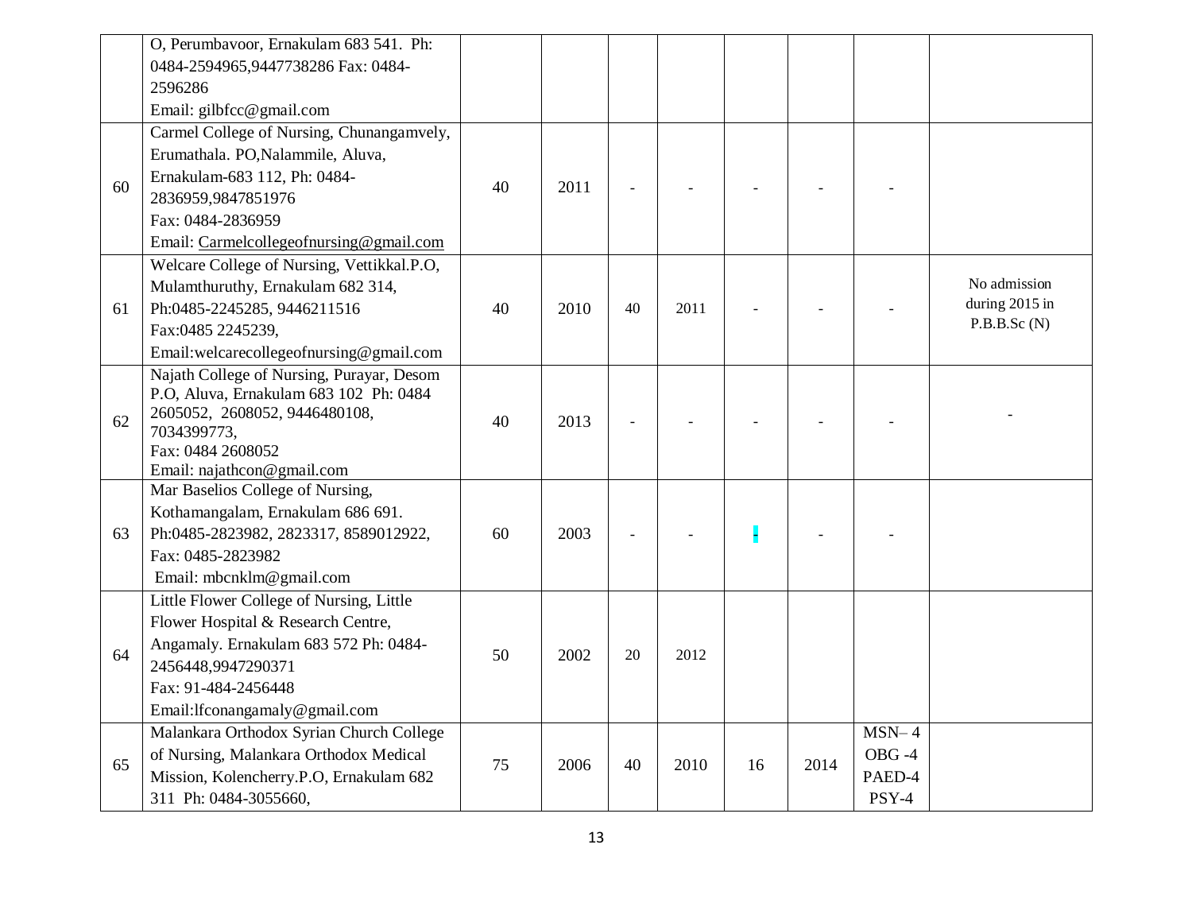| | | | | | | | | | |
|---|---|---|---|---|---|---|---|---|---|
| | O, Perumbavoor, Ernakulam 683 541. Ph: 0484-2594965,9447738286 Fax: 0484-2596286 Email: gilbfcc@gmail.com | | | | | | | | |
| 60 | Carmel College of Nursing, Chunangamvely, Erumathala. PO,Nalammile, Aluva, Ernakulam-683 112, Ph: 0484-2836959,9847851976 Fax: 0484-2836959 Email: Carmelcollegeofnursing@gmail.com | 40 | 2011 | - | - | - | - | - | |
| 61 | Welcare College of Nursing, Vettikkal.P.O, Mulamthuruthy, Ernakulam 682 314, Ph:0485-2245285, 9446211516 Fax:0485 2245239, Email:welcarecollegeofnursing@gmail.com | 40 | 2010 | 40 | 2011 | - | - | - | No admission during 2015 in P.B.B.Sc (N) |
| 62 | Najath College of Nursing, Purayar, Desom P.O, Aluva, Ernakulam 683 102 Ph: 0484 2605052, 2608052, 9446480108, 7034399773, Fax: 0484 2608052 Email: najathcon@gmail.com | 40 | 2013 | - | - | - | - | - | - |
| 63 | Mar Baselios College of Nursing, Kothamangalam, Ernakulam 686 691. Ph:0485-2823982, 2823317, 8589012922, Fax: 0485-2823982 Email: mbcnklm@gmail.com | 60 | 2003 | - | - | - | - | - | |
| 64 | Little Flower College of Nursing, Little Flower Hospital & Research Centre, Angamaly. Ernakulam 683 572 Ph: 0484-2456448,9947290371 Fax: 91-484-2456448 Email:lfconangamaly@gmail.com | 50 | 2002 | 20 | 2012 | | | | |
| 65 | Malankara Orthodox Syrian Church College of Nursing, Malankara Orthodox Medical Mission, Kolencherry.P.O, Ernakulam 682 311 Ph: 0484-3055660, | 75 | 2006 | 40 | 2010 | 16 | 2014 | MSN– 4 OBG -4 PAED-4 PSY-4 | |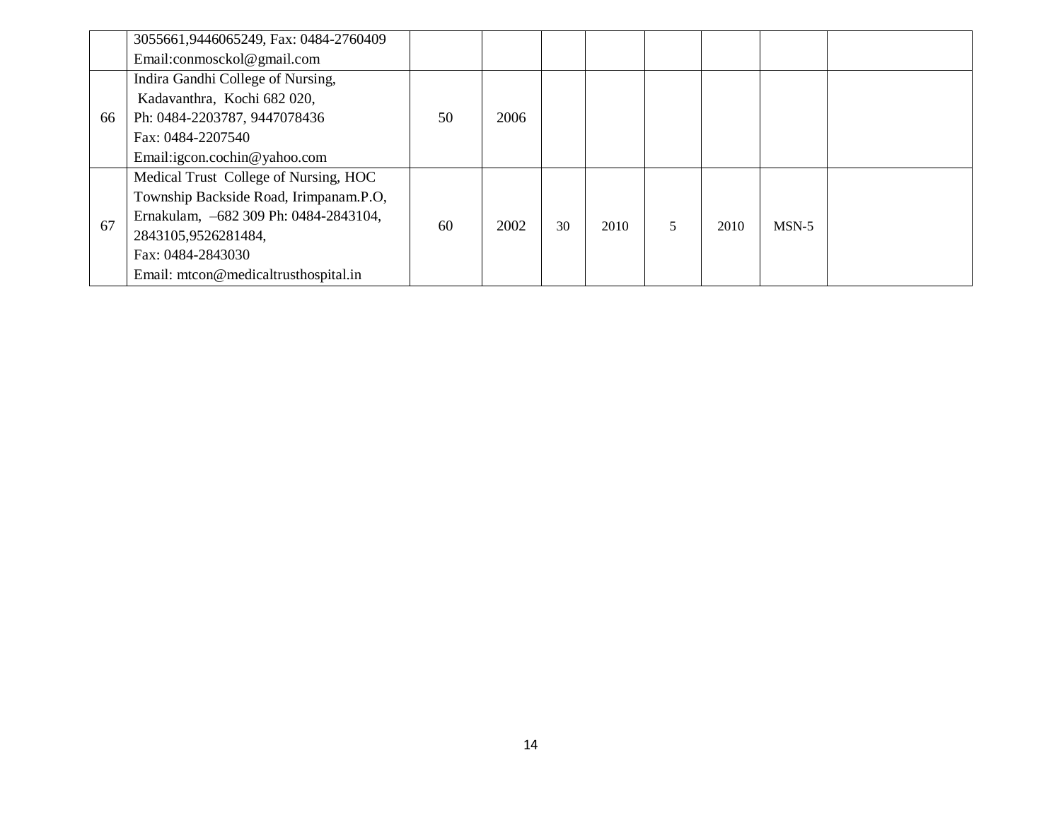| | | | | | | | | | |
|---|---|---|---|---|---|---|---|---|---|
| | 3055661,9446065249, Fax: 0484-2760409 Email:conmosckol@gmail.com | | | | | | | | |
| 66 | Indira Gandhi College of Nursing, Kadavanthra, Kochi 682 020, Ph: 0484-2203787, 9447078436 Fax: 0484-2207540 Email:igcon.cochin@yahoo.com | 50 | 2006 | | | | | | |
| 67 | Medical Trust College of Nursing, HOC Township Backside Road, Irimpanam.P.O, Ernakulam, –682 309 Ph: 0484-2843104, 2843105,9526281484, Fax: 0484-2843030 Email: mtcon@medicaltrusthospital.in | 60 | 2002 | 30 | 2010 | 5 | 2010 | MSN-5 | |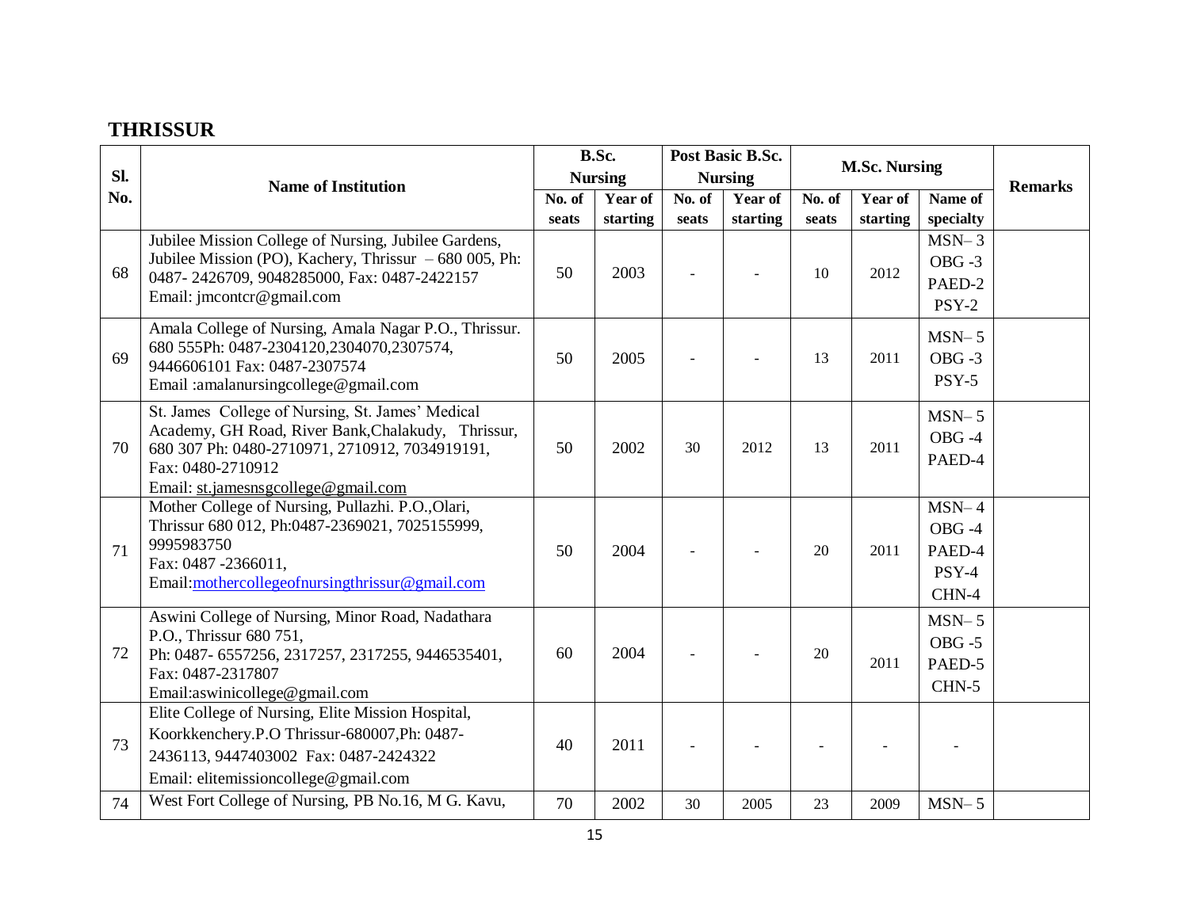## THRISSUR

| Sl. No. | Name of Institution | B.Sc. Nursing | | Post Basic B.Sc. Nursing | | M.Sc. Nursing | | | Remarks |
|---|---|---|---|---|---|---|---|---|---|
| | | No. of seats | Year of starting | No. of seats | Year of starting | No. of seats | Year of starting | Name of specialty | |
| 68 | Jubilee Mission College of Nursing, Jubilee Gardens, Jubilee Mission (PO), Kachery, Thrissur – 680 005, Ph: 0487- 2426709, 9048285000, Fax: 0487-2422157 Email: jmcontcr@gmail.com | 50 | 2003 | - | - | 10 | 2012 | MSN– 3 OBG -3 PAED-2 PSY-2 | |
| 69 | Amala College of Nursing, Amala Nagar P.O., Thrissur. 680 555Ph: 0487-2304120,2304070,2307574, 9446606101 Fax: 0487-2307574 Email :amalanursingcollege@gmail.com | 50 | 2005 | - | - | 13 | 2011 | MSN– 5 OBG -3 PSY-5 | |
| 70 | St. James College of Nursing, St. James' Medical Academy, GH Road, River Bank,Chalakudy, Thrissur, 680 307 Ph: 0480-2710971, 2710912, 7034919191, Fax: 0480-2710912 Email: st.jamesnsgcollege@gmail.com | 50 | 2002 | 30 | 2012 | 13 | 2011 | MSN– 5 OBG -4 PAED-4 | |
| 71 | Mother College of Nursing, Pullazhi. P.O.,Olari, Thrissur 680 012, Ph:0487-2369021, 7025155999, 9995983750 Fax: 0487 -2366011, Email:mothercollegeofnursingthrissur@gmail.com | 50 | 2004 | - | - | 20 | 2011 | MSN– 4 OBG -4 PAED-4 PSY-4 CHN-4 | |
| 72 | Aswini College of Nursing, Minor Road, Nadathara P.O., Thrissur 680 751, Ph: 0487- 6557256, 2317257, 2317255, 9446535401, Fax: 0487-2317807 Email:aswinicollege@gmail.com | 60 | 2004 | - | - | 20 | 2011 | MSN– 5 OBG -5 PAED-5 CHN-5 | |
| 73 | Elite College of Nursing, Elite Mission Hospital, Koorkkenchery.P.O Thrissur-680007,Ph: 0487-2436113, 9447403002 Fax: 0487-2424322 Email: elitemissioncollege@gmail.com | 40 | 2011 | - | - | - | - | - | |
| 74 | West Fort College of Nursing, PB No.16, M G. Kavu, | 70 | 2002 | 30 | 2005 | 23 | 2009 | MSN– 5 | |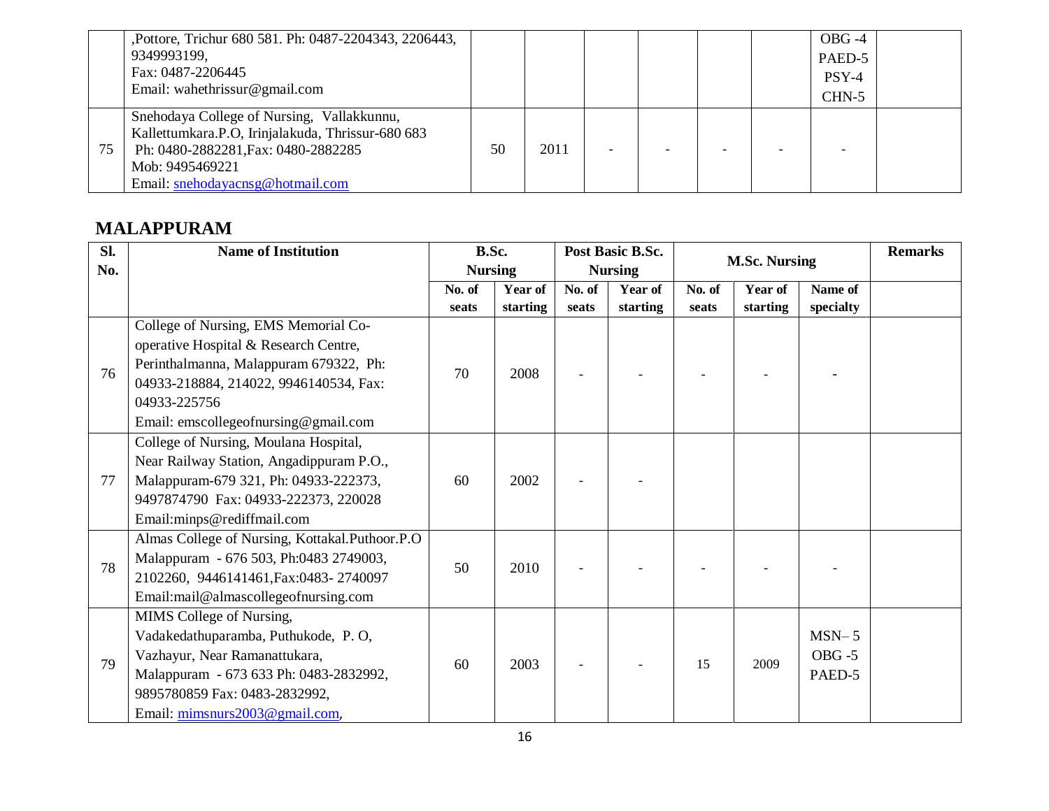| | | | | | | | | | |
|---|---|---|---|---|---|---|---|---|---|
| | ,Pottore, Trichur 680 581. Ph: 0487-2204343, 2206443, 9349993199, Fax: 0487-2206445 Email: wahethrissur@gmail.com | | | | | | | OBG -4 PAED-5 PSY-4 CHN-5 | |
| 75 | Snehodaya College of Nursing, Vallakkunnu, Kallettumkara.P.O, Irinjalakuda, Thrissur-680 683 Ph: 0480-2882281,Fax: 0480-2882285 Mob: 9495469221 Email: snehodayacnsg@hotmail.com | 50 | 2011 | - | - | - | - | - | |

## MALAPPURAM

| Sl. No. | Name of Institution | B.Sc. Nursing | | Post Basic B.Sc. Nursing | | M.Sc. Nursing | | | Remarks |
|---|---|---|---|---|---|---|---|---|---|
| | | No. of seats | Year of starting | No. of seats | Year of starting | No. of seats | Year of starting | Name of specialty | |
| 76 | College of Nursing, EMS Memorial Co-operative Hospital & Research Centre, Perinthalmanna, Malappuram 679322, Ph: 04933-218884, 214022, 9946140534, Fax: 04933-225756 Email: emscollegeofnursing@gmail.com | 70 | 2008 | - | - | - | - | - | |
| 77 | College of Nursing, Moulana Hospital, Near Railway Station, Angadippuram P.O., Malappuram-679 321, Ph: 04933-222373, 9497874790 Fax: 04933-222373, 220028 Email:minps@rediffmail.com | 60 | 2002 | - | - | | | | |
| 78 | Almas College of Nursing, Kottakal.Puthoor.P.O Malappuram - 676 503, Ph:0483 2749003, 2102260, 9446141461,Fax:0483- 2740097 Email:mail@almascollegeofnursing.com | 50 | 2010 | - | - | - | - | - | |
| 79 | MIMS College of Nursing, Vadakedathuparamba, Puthukode, P. O, Vazhayur, Near Ramanattukara, Malappuram - 673 633 Ph: 0483-2832992, 9895780859 Fax: 0483-2832992, Email: mimsnurs2003@gmail.com, | 60 | 2003 | - | - | 15 | 2009 | MSN– 5 OBG -5 PAED-5 | |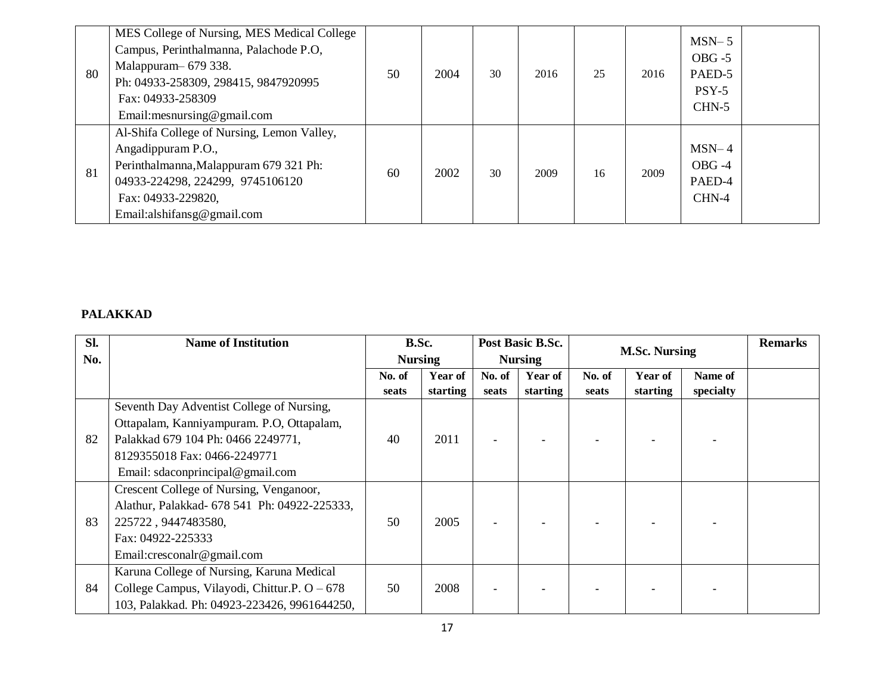| 80 | MES College of Nursing, MES Medical College Campus, Perinthalmanna, Palachode P.O, Malappuram– 679 338. Ph: 04933-258309, 298415, 9847920995 Fax: 04933-258309 Email:mesnursing@gmail.com | 50 | 2004 | 30 | 2016 | 25 | 2016 | MSN– 5 OBG -5 PAED-5 PSY-5 CHN-5 | |
|---|---|---|---|---|---|---|---|---|---|
| 81 | Al-Shifa College of Nursing, Lemon Valley, Angadippuram P.O., Perinthalmanna,Malappuram 679 321 Ph: 04933-224298, 224299, 9745106120 Fax: 04933-229820, Email:alshifansg@gmail.com | 60 | 2002 | 30 | 2009 | 16 | 2009 | MSN– 4 OBG -4 PAED-4 CHN-4 | |

**PALAKKAD**

| Sl. No. | Name of Institution | B.Sc. Nursing | | Post Basic B.Sc. Nursing | | M.Sc. Nursing | | | Remarks |
|---|---|---|---|---|---|---|---|---|---|
| | | No. of seats | Year of starting | No. of seats | Year of starting | No. of seats | Year of starting | Name of specialty | |
| 82 | Seventh Day Adventist College of Nursing, Ottapalam, Kanniyampuram. P.O, Ottapalam, Palakkad 679 104 Ph: 0466 2249771, 8129355018 Fax: 0466-2249771 Email: sdaconprincipal@gmail.com | 40 | 2011 | - | - | - | - | - | |
| 83 | Crescent College of Nursing, Venganoor, Alathur, Palakkad- 678 541 Ph: 04922-225333, 225722 , 9447483580, Fax: 04922-225333 Email:cresconalr@gmail.com | 50 | 2005 | - | - | - | - | - | |
| 84 | Karuna College of Nursing, Karuna Medical College Campus, Vilayodi, Chittur.P. O – 678 103, Palakkad. Ph: 04923-223426, 9961644250, | 50 | 2008 | - | - | - | - | - | |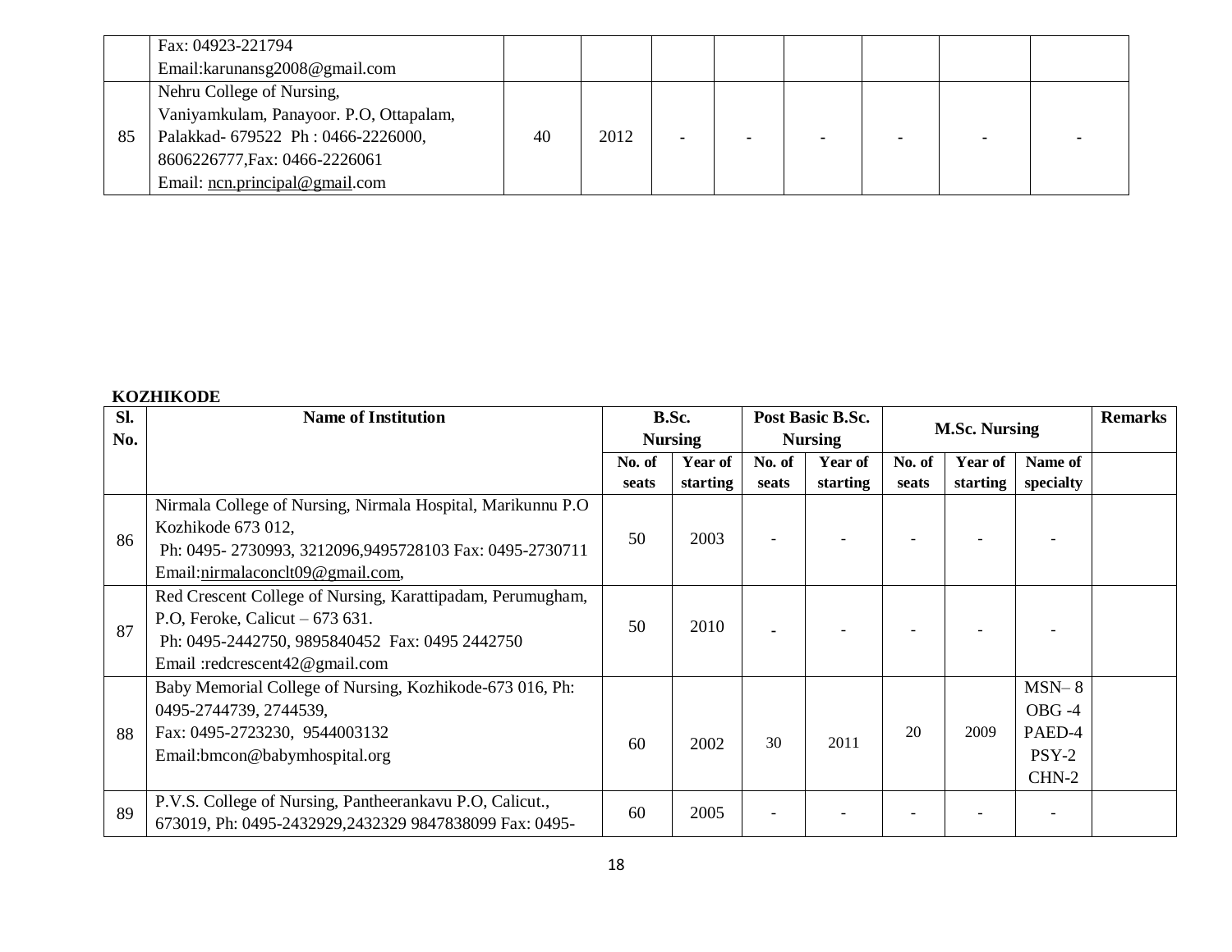| | Fax: 04923-221794<br>Email:karunansg2008@gmail.com | | | | | | | | |
|---|---|---|---|---|---|---|---|---|---|
| 85 | Nehru College of Nursing,<br>Vaniyamkulam, Panayoor. P.O, Ottapalam,<br>Palakkad- 679522 Ph : 0466-2226000,<br>8606226777,Fax: 0466-2226061<br>Email: ncn.principal@gmail.com | 40 | 2012 | - | - | - | - | - | - |

**KOZHIKODE**

| Sl. No. | Name of Institution | B.Sc. Nursing | | Post Basic B.Sc. Nursing | | M.Sc. Nursing | | | Remarks |
|---|---|---|---|---|---|---|---|---|---|
| | | No. of seats | Year of starting | No. of seats | Year of starting | No. of seats | Year of starting | Name of specialty | |
| 86 | Nirmala College of Nursing, Nirmala Hospital, Marikunnu P.O Kozhikode 673 012,<br>Ph: 0495- 2730993, 3212096,9495728103 Fax: 0495-2730711<br>Email:nirmalaconclt09@gmail.com, | 50 | 2003 | - | - | - | - | - | |
| 87 | Red Crescent College of Nursing, Karattipadam, Perumugham, P.O, Feroke, Calicut – 673 631.<br>Ph: 0495-2442750, 9895840452 Fax: 0495 2442750<br>Email :redcrescent42@gmail.com | 50 | 2010 | - | - | - | - | - | |
| 88 | Baby Memorial College of Nursing, Kozhikode-673 016, Ph: 0495-2744739, 2744539,<br>Fax: 0495-2723230, 9544003132<br>Email:bmcon@babymhospital.org | 60 | 2002 | 30 | 2011 | 20 | 2009 | MSN– 8<br>OBG -4<br>PAED-4<br>PSY-2<br>CHN-2 | |
| 89 | P.V.S. College of Nursing, Pantheerankavu P.O, Calicut., 673019, Ph: 0495-2432929,2432329 9847838099 Fax: 0495- | 60 | 2005 | - | - | - | - | - | |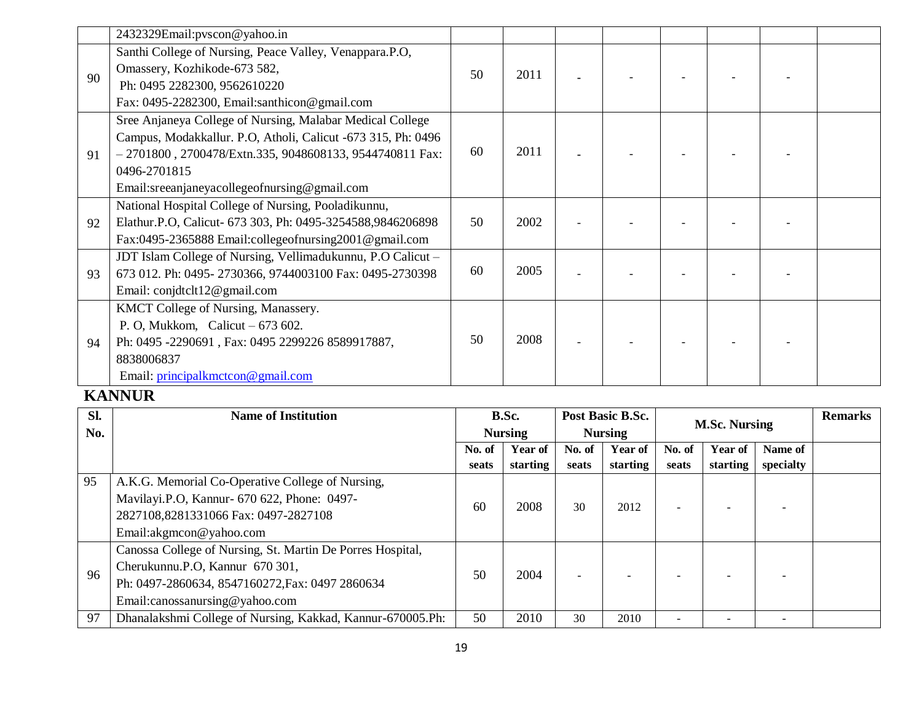|  |  |  |  |  |  |  |  |  |  |
|---|---|---|---|---|---|---|---|---|---|
|  | 2432329Email:pvscon@yahoo.in |  |  |  |  |  |  |  |  |
| 90 | Santhi College of Nursing, Peace Valley, Venappara.P.O, Omassery, Kozhikode-673 582, Ph: 0495 2282300, 9562610220 Fax: 0495-2282300, Email:santhicon@gmail.com | 50 | 2011 | - | - | - | - | - |  |
| 91 | Sree Anjaneya College of Nursing, Malabar Medical College Campus, Modakkallur. P.O, Atholi, Calicut -673 315, Ph: 0496 – 2701800 , 2700478/Extn.335, 9048608133, 9544740811 Fax: 0496-2701815 Email:sreeanjaneyacollegeofnursing@gmail.com | 60 | 2011 | - | - | - | - | - |  |
| 92 | National Hospital College of Nursing, Pooladikunnu, Elathur.P.O, Calicut- 673 303, Ph: 0495-3254588,9846206898 Fax:0495-2365888 Email:collegeofnursing2001@gmail.com | 50 | 2002 | - | - | - | - | - |  |
| 93 | JDT Islam College of Nursing, Vellimadukunnu, P.O Calicut – 673 012. Ph: 0495- 2730366, 9744003100 Fax: 0495-2730398 Email: conjdtclt12@gmail.com | 60 | 2005 | - | - | - | - | - |  |
| 94 | KMCT College of Nursing, Manassery. P. O, Mukkom, Calicut – 673 602. Ph: 0495 -2290691 , Fax: 0495 2299226 8589917887, 8838006837 Email: principalkmctcon@gmail.com | 50 | 2008 | - | - | - | - | - |  |

## KANNUR

| Sl. No. | Name of Institution | B.Sc. Nursing |  | Post Basic B.Sc. Nursing |  | M.Sc. Nursing |  |  | Remarks |
|---|---|---|---|---|---|---|---|---|---|
|  |  | No. of seats | Year of starting | No. of seats | Year of starting | No. of seats | Year of starting | Name of specialty |  |
| 95 | A.K.G. Memorial Co-Operative College of Nursing, Mavilayi.P.O, Kannur- 670 622, Phone: 0497-2827108,8281331066 Fax: 0497-2827108 Email:akgmcon@yahoo.com | 60 | 2008 | 30 | 2012 | - | - | - |  |
| 96 | Canossa College of Nursing, St. Martin De Porres Hospital, Cherukunnu.P.O, Kannur 670 301, Ph: 0497-2860634, 8547160272,Fax: 0497 2860634 Email:canossanursing@yahoo.com | 50 | 2004 | - | - | - | - | - |  |
| 97 | Dhanalakshmi College of Nursing, Kakkad, Kannur-670005.Ph: | 50 | 2010 | 30 | 2010 | - | - | - |  |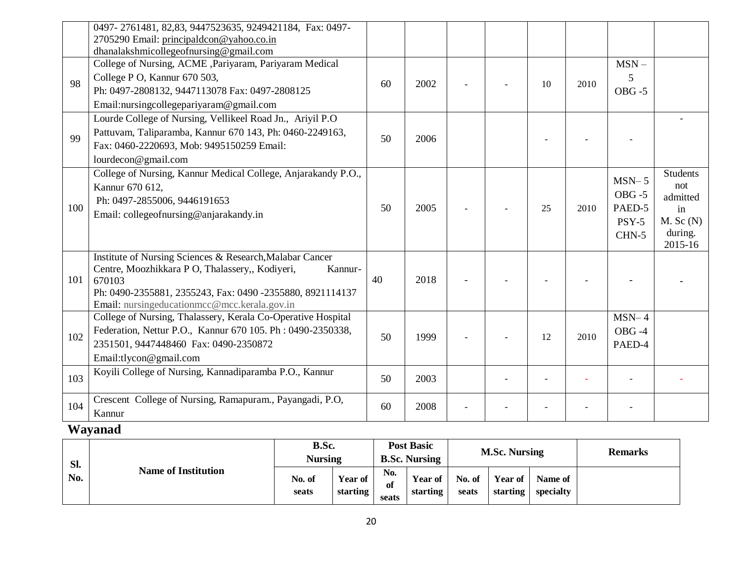|  |  |  |  |  |  |  |  |  |  |
|---|---|---|---|---|---|---|---|---|---|
|  | 0497- 2761481, 82,83, 9447523635, 9249421184, Fax: 0497-2705290 Email: principaldcon@yahoo.co.in dhanalakshmicollegeofnursing@gmail.com |  |  |  |  |  |  |  |  |
| 98 | College of Nursing, ACME ,Pariyaram, Pariyaram Medical College P O, Kannur 670 503, Ph: 0497-2808132, 9447113078 Fax: 0497-2808125 Email:nursingcollegepariyaram@gmail.com | 60 | 2002 | - | - | 10 | 2010 | MSN – 5 OBG -5 |  |
| 99 | Lourde College of Nursing, Vellikeel Road Jn., Ariyil P.O Pattuvam, Taliparamba, Kannur 670 143, Ph: 0460-2249163, Fax: 0460-2220693, Mob: 9495150259 Email: lourdecon@gmail.com | 50 | 2006 |  |  | - | - | - | - |
| 100 | College of Nursing, Kannur Medical College, Anjarakandy P.O., Kannur 670 612, Ph: 0497-2855006, 9446191653 Email: collegeofnursing@anjarakandy.in | 50 | 2005 | - | - | 25 | 2010 | MSN– 5 OBG -5 PAED-5 PSY-5 CHN-5 | Students not admitted in M. Sc (N) during. 2015-16 |
| 101 | Institute of Nursing Sciences & Research,Malabar Cancer Centre, Moozhikkara P O, Thalassery,, Kodiyeri, Kannur-670103 Ph: 0490-2355881, 2355243, Fax: 0490 -2355880, 8921114137 Email: nursingeducationmcc@mcc.kerala.gov.in | 40 | 2018 | - | - | - | - | - | - |
| 102 | College of Nursing, Thalassery, Kerala Co-Operative Hospital Federation, Nettur P.O., Kannur 670 105. Ph : 0490-2350338, 2351501, 9447448460 Fax: 0490-2350872 Email:tlycon@gmail.com | 50 | 1999 | - | - | 12 | 2010 | MSN– 4 OBG -4 PAED-4 |  |
| 103 | Koyili College of Nursing, Kannadiparamba P.O., Kannur | 50 | 2003 |  | - | - | - | - | - |
| 104 | Crescent College of Nursing, Ramapuram., Payangadi, P.O, Kannur | 60 | 2008 | - | - | - | - | - |  |

## Wayanad

| Sl. No. | Name of Institution | B.Sc. Nursing |  | Post Basic B.Sc. Nursing |  | M.Sc. Nursing |  |  | Remarks |
|---|---|---|---|---|---|---|---|---|---|
|  |  | No. of seats | Year of starting | No. of seats | Year of starting | No. of seats | Year of starting | Name of specialty |  |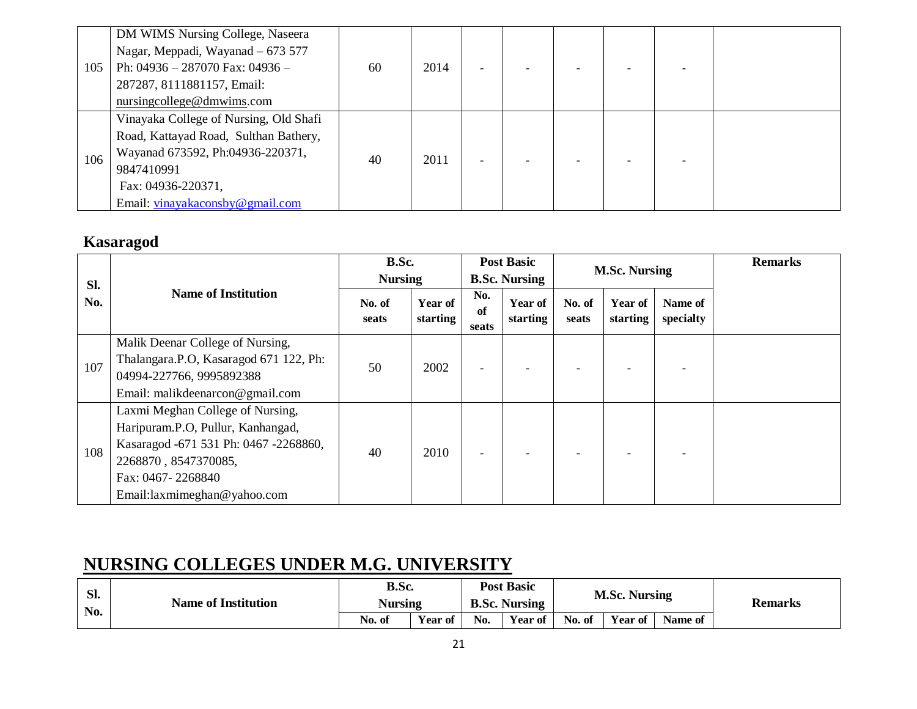| 105 | DM WIMS Nursing College, Naseera Nagar, Meppadi, Wayanad – 673 577 Ph: 04936 – 287070 Fax: 04936 – 287287, 8111881157, Email: nursingcollege@dmwims.com | 60 | 2014 | - | - | - | - | - | |
|---|---|---|---|---|---|---|---|---|---|
| 106 | Vinayaka College of Nursing, Old Shafi Road, Kattayad Road, Sulthan Bathery, Wayanad 673592, Ph:04936-220371, 9847410991 Fax: 04936-220371, Email: vinayakaconsby@gmail.com | 40 | 2011 | - | - | - | - | - | |

## Kasaragod

| Sl. No. | Name of Institution | B.Sc. Nursing | | Post Basic B.Sc. Nursing | | M.Sc. Nursing | | | Remarks |
|---|---|---|---|---|---|---|---|---|---|
| | | No. of seats | Year of starting | No. of seats | Year of starting | No. of seats | Year of starting | Name of specialty | |
| 107 | Malik Deenar College of Nursing, Thalangara.P.O, Kasaragod 671 122, Ph: 04994-227766, 9995892388 Email: malikdeenarcon@gmail.com | 50 | 2002 | - | - | - | - | - | |
| 108 | Laxmi Meghan College of Nursing, Haripuram.P.O, Pullur, Kanhangad, Kasaragod -671 531 Ph: 0467 -2268860, 2268870 , 8547370085, Fax: 0467- 2268840 Email:laxmimeghan@yahoo.com | 40 | 2010 | - | - | - | - | - | |

## NURSING COLLEGES UNDER M.G. UNIVERSITY

| Sl. No. | Name of Institution | B.Sc. Nursing | | Post Basic B.Sc. Nursing | | M.Sc. Nursing | | | Remarks |
|---|---|---|---|---|---|---|---|---|---|
| | | No. of | Year of | No. | Year of | No. of | Year of | Name of | |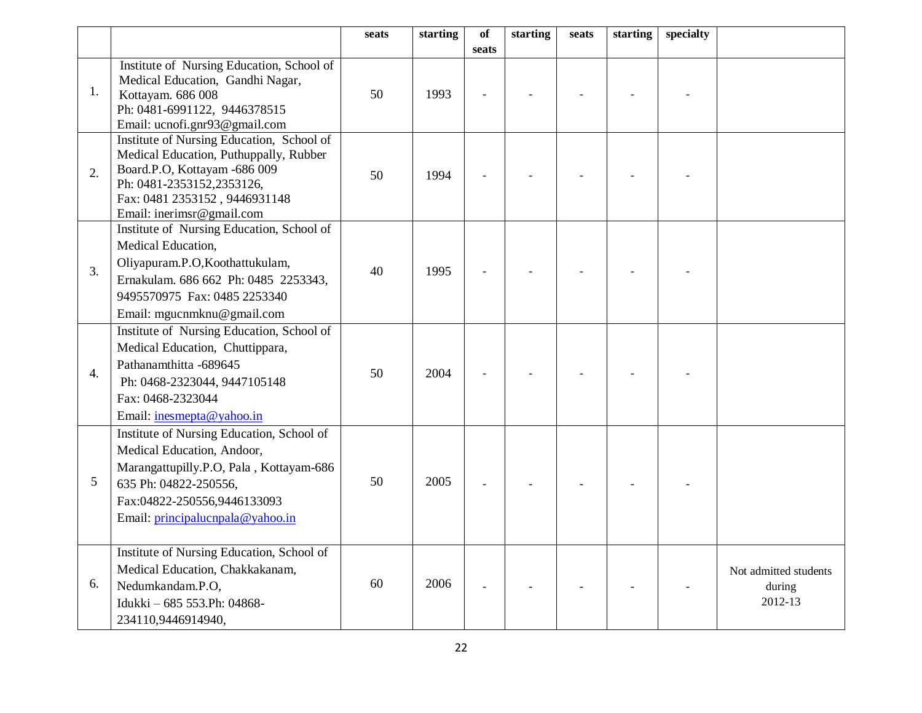| | | seats | starting | of seats | starting | seats | starting | specialty | |
|---|---|---|---|---|---|---|---|---|---|
| 1. | Institute of Nursing Education, School of Medical Education, Gandhi Nagar, Kottayam. 686 008 Ph: 0481-6991122, 9446378515 Email: ucnofi.gnr93@gmail.com | 50 | 1993 | - | - | - | - | - | |
| 2. | Institute of Nursing Education, School of Medical Education, Puthuppally, Rubber Board.P.O, Kottayam -686 009 Ph: 0481-2353152,2353126, Fax: 0481 2353152 , 9446931148 Email: inerimsr@gmail.com | 50 | 1994 | - | - | - | - | - | |
| 3. | Institute of Nursing Education, School of Medical Education, Oliyapuram.P.O,Koothattukulam, Ernakulam. 686 662 Ph: 0485 2253343, 9495570975 Fax: 0485 2253340 Email: mgucnmknu@gmail.com | 40 | 1995 | - | - | - | - | - | |
| 4. | Institute of Nursing Education, School of Medical Education, Chuttippara, Pathanamthitta -689645 Ph: 0468-2323044, 9447105148 Fax: 0468-2323044 Email: inesmepta@yahoo.in | 50 | 2004 | - | - | - | - | - | |
| 5 | Institute of Nursing Education, School of Medical Education, Andoor, Marangattupilly.P.O, Pala , Kottayam-686 635 Ph: 04822-250556, Fax:04822-250556,9446133093 Email: principalucnpala@yahoo.in | 50 | 2005 | - | - | - | - | - | |
| 6. | Institute of Nursing Education, School of Medical Education, Chakkakanam, Nedumkandam.P.O, Idukki – 685 553.Ph: 04868-234110,9446914940, | 60 | 2006 | - | - | - | - | - | Not admitted students during 2012-13 |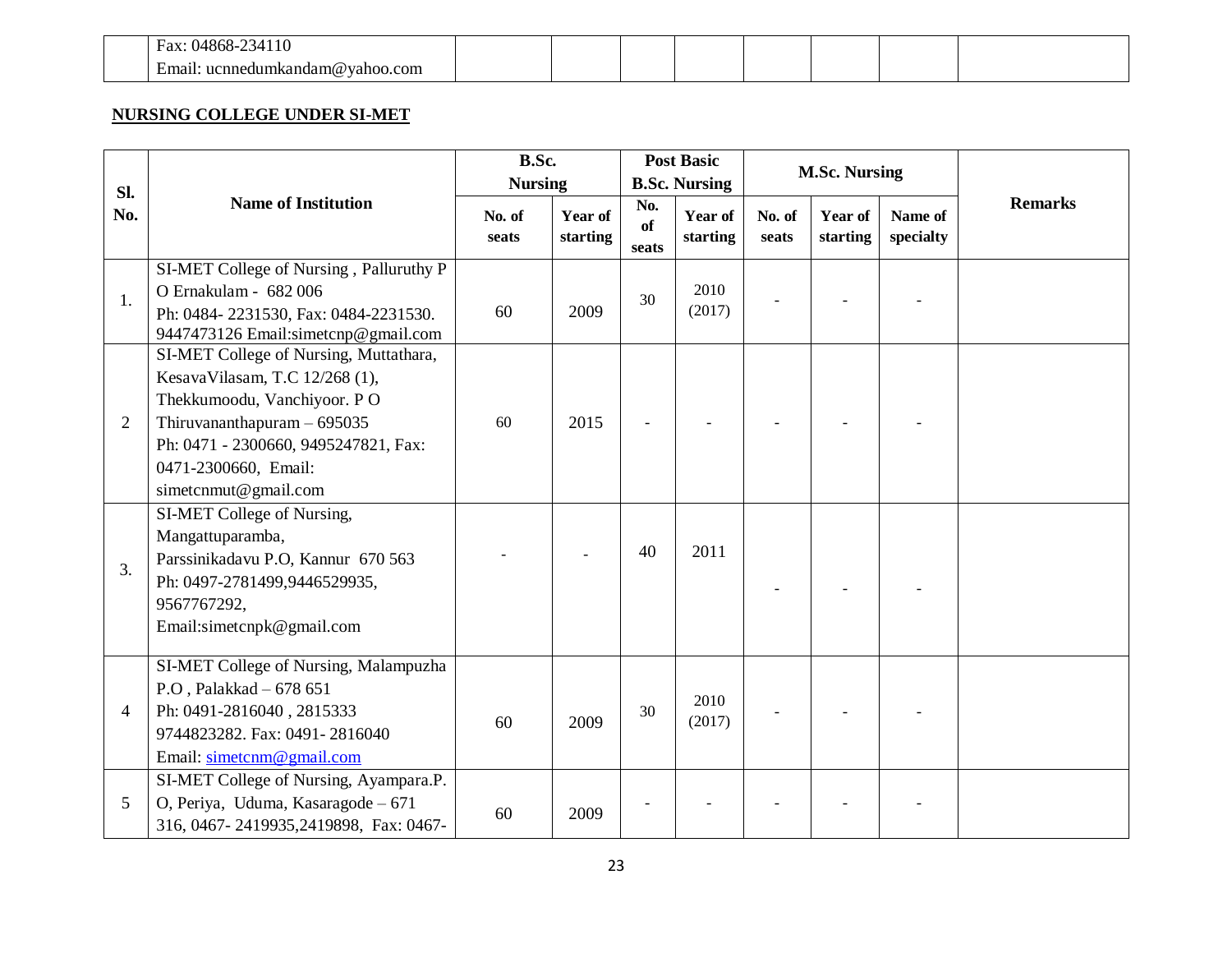| | Fax: 04868-234110<br>Email: ucnnedumkandam@yahoo.com | | | | | | | | |
|---|---|---|---|---|---|---|---|---|---|

## NURSING COLLEGE UNDER SI-MET

| Sl. No. | Name of Institution | B.Sc. Nursing | | Post Basic B.Sc. Nursing | | M.Sc. Nursing | | | Remarks |
|---|---|---|---|---|---|---|---|---|---|
| | | No. of seats | Year of starting | No. of seats | Year of starting | No. of seats | Year of starting | Name of specialty | |
| 1. | SI-MET College of Nursing , Palluruthy P O Ernakulam - 682 006<br>Ph: 0484- 2231530, Fax: 0484-2231530. 9447473126 Email:simetcnp@gmail.com | 60 | 2009 | 30 | 2010 (2017) | - | - | - | |
| 2 | SI-MET College of Nursing, Muttathara, KesavaVilasam, T.C 12/268 (1), Thekkumoodu, Vanchiyoor. P O Thiruvananthapuram – 695035<br>Ph: 0471 - 2300660, 9495247821, Fax: 0471-2300660, Email: simetcnmut@gmail.com | 60 | 2015 | - | - | - | - | - | |
| 3. | SI-MET College of Nursing, Mangattuparamba, Parssinikadavu P.O, Kannur 670 563<br>Ph: 0497-2781499,9446529935, 9567767292,<br>Email:simetcnpk@gmail.com | - | - | 40 | 2011 | - | - | - | |
| 4 | SI-MET College of Nursing, Malampuzha P.O , Palakkad – 678 651<br>Ph: 0491-2816040 , 2815333 9744823282. Fax: 0491- 2816040<br>Email: simetcnm@gmail.com | 60 | 2009 | 30 | 2010 (2017) | - | - | - | |
| 5 | SI-MET College of Nursing, Ayampara.P. O, Periya, Uduma, Kasaragode – 671 316, 0467- 2419935,2419898, Fax: 0467- | 60 | 2009 | - | - | - | - | - | |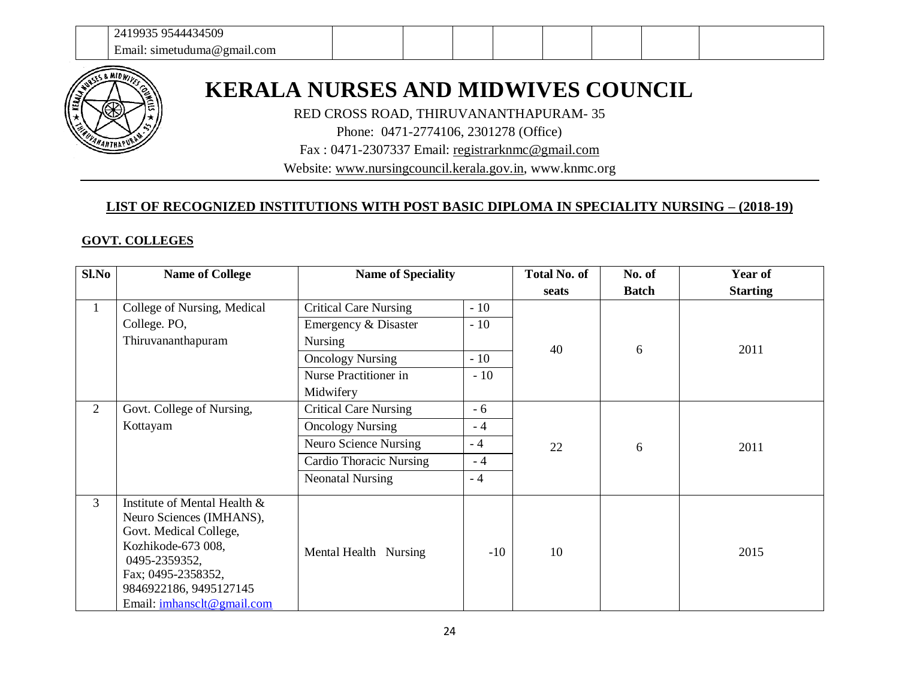| | 2419935 9544434509<br>Email: simetuduma@gmail.com | | | | | | | | |
|---|---|---|---|---|---|---|---|---|---|

# KERALA NURSES AND MIDWIVES COUNCIL

RED CROSS ROAD, THIRUVANANTHAPURAM- 35
Phone: 0471-2774106, 2301278 (Office)
Fax : 0471-2307337 Email: registrarknmc@gmail.com
Website: www.nursingcouncil.kerala.gov.in, www.knmc.org

## LIST OF RECOGNIZED INSTITUTIONS WITH POST BASIC DIPLOMA IN SPECIALITY NURSING – (2018-19)

### GOVT. COLLEGES

| Sl.No | Name of College | Name of Speciality | | Total No. of seats | No. of Batch | Year of Starting |
|---|---|---|---|---|---|---|
| 1 | College of Nursing, Medical College. PO, Thiruvananthapuram | Critical Care Nursing | - 10 | 40 | 6 | 2011 |
| | | Emergency & Disaster Nursing | - 10 | | | |
| | | Oncology Nursing | - 10 | | | |
| | | Nurse Practitioner in Midwifery | - 10 | | | |
| 2 | Govt. College of Nursing, Kottayam | Critical Care Nursing | - 6 | 22 | 6 | 2011 |
| | | Oncology Nursing | - 4 | | | |
| | | Neuro Science Nursing | - 4 | | | |
| | | Cardio Thoracic Nursing | - 4 | | | |
| | | Neonatal Nursing | - 4 | | | |
| 3 | Institute of Mental Health & Neuro Sciences (IMHANS), Govt. Medical College, Kozhikode-673 008, 0495-2359352, Fax; 0495-2358352, 9846922186, 9495127145 Email: imhansclt@gmail.com | Mental Health Nursing | -10 | 10 | | 2015 |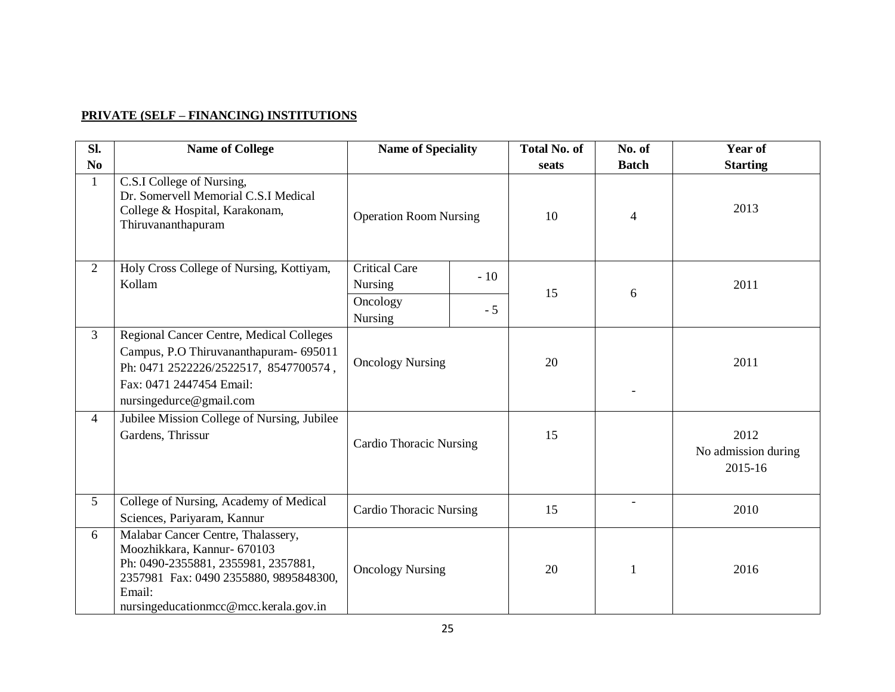**PRIVATE (SELF – FINANCING) INSTITUTIONS**

| Sl. No | Name of College | Name of Speciality | Total No. of seats | No. of Batch | Year of Starting |
|---|---|---|---|---|---|
| 1 | C.S.I College of Nursing, Dr. Somervell Memorial C.S.I Medical College & Hospital, Karakonam, Thiruvananthapuram | Operation Room Nursing | 10 | 4 | 2013 |
| 2 | Holy Cross College of Nursing, Kottiyam, Kollam | Critical Care Nursing - 10<br>Oncology Nursing - 5 | 15 | 6 | 2011 |
| 3 | Regional Cancer Centre, Medical Colleges Campus, P.O Thiruvananthapuram- 695011 Ph: 0471 2522226/2522517, 8547700574 , Fax: 0471 2447454 Email: nursingedurce@gmail.com | Oncology Nursing | 20 | - | 2011 |
| 4 | Jubilee Mission College of Nursing, Jubilee Gardens, Thrissur | Cardio Thoracic Nursing | 15 | | 2012<br>No admission during 2015-16 |
| 5 | College of Nursing, Academy of Medical Sciences, Pariyaram, Kannur | Cardio Thoracic Nursing | 15 | - | 2010 |
| 6 | Malabar Cancer Centre, Thalassery, Moozhikkara, Kannur- 670103 Ph: 0490-2355881, 2355981, 2357881, 2357981 Fax: 0490 2355880, 9895848300, Email: nursingeducationmcc@mcc.kerala.gov.in | Oncology Nursing | 20 | 1 | 2016 |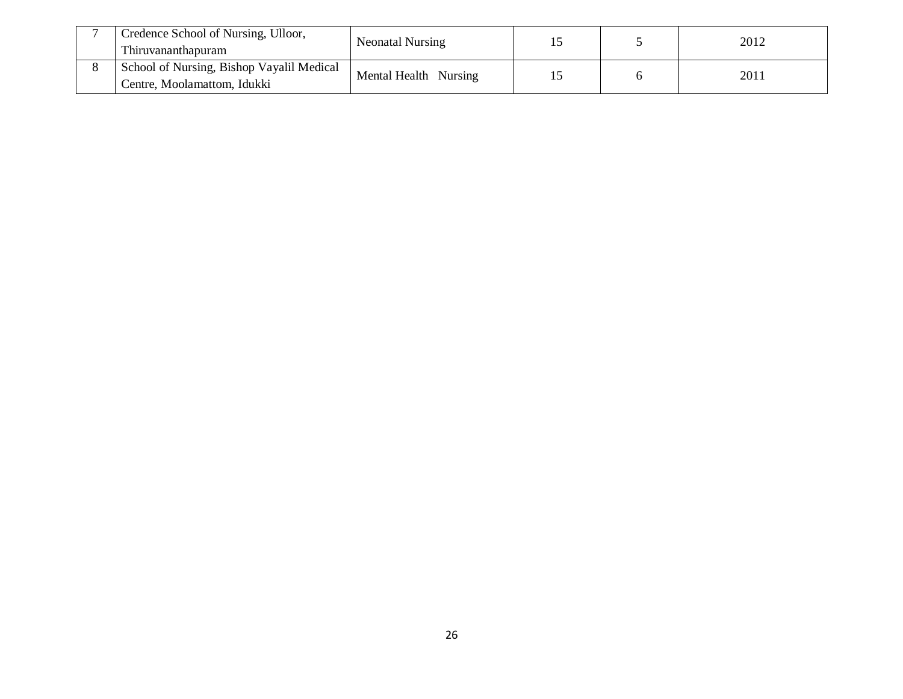| | | | | | |
|---|---|---|---|---|---|
| 7 | Credence School of Nursing, Ulloor, Thiruvananthapuram | Neonatal Nursing | 15 | 5 | 2012 |
| 8 | School of Nursing, Bishop Vayalil Medical Centre, Moolamattom, Idukki | Mental Health Nursing | 15 | 6 | 2011 |